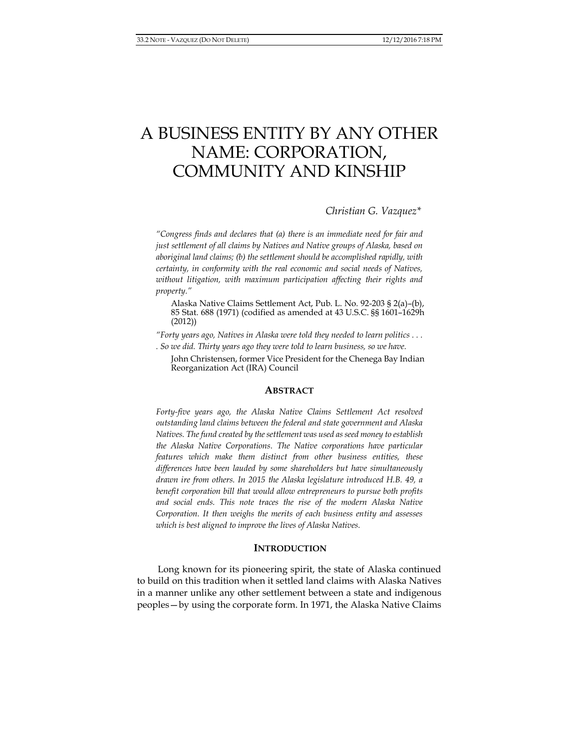# A BUSINESS ENTITY BY ANY OTHER NAME: CORPORATION, COMMUNITY AND KINSHIP

*Christian G. Vazquez**

*"Congress finds and declares that (a) there is an immediate need for fair and just settlement of all claims by Natives and Native groups of Alaska, based on aboriginal land claims; (b) the settlement should be accomplished rapidly, with certainty, in conformity with the real economic and social needs of Natives, without litigation, with maximum participation affecting their rights and property."*

> Alaska Native Claims Settlement Act, Pub. L. No. 92-203 § 2(a)–(b), 85 Stat. 688 (1971) (codified as amended at 43 U.S.C. §§ 1601–1629h (2012))

*"Forty years ago, Natives in Alaska were told they needed to learn politics . . . . So we did. Thirty years ago they were told to learn business, so we have.*

> John Christensen, former Vice President for the Chenega Bay Indian Reorganization Act (IRA) Council

## ABSTRACT

*Forty-five years ago, the Alaska Native Claims Settlement Act resolved outstanding land claims between the federal and state government and Alaska Natives. The fund created by the settlement was used as seed money to establish the Alaska Native Corporations. The Native corporations have particular features which make them distinct from other business entities, these differences have been lauded by some shareholders but have simultaneously drawn ire from others. In 2015 the Alaska legislature introduced H.B. 49, a benefit corporation bill that would allow entrepreneurs to pursue both profits and social ends. This note traces the rise of the modern Alaska Native Corporation. It then weighs the merits of each business entity and assesses which is best aligned to improve the lives of Alaska Natives.*

## INTRODUCTION

Long known for its pioneering spirit, the state of Alaska continued to build on this tradition when it settled land claims with Alaska Natives in a manner unlike any other settlement between a state and indigenous peoples—by using the corporate form. In 1971, the Alaska Native Claims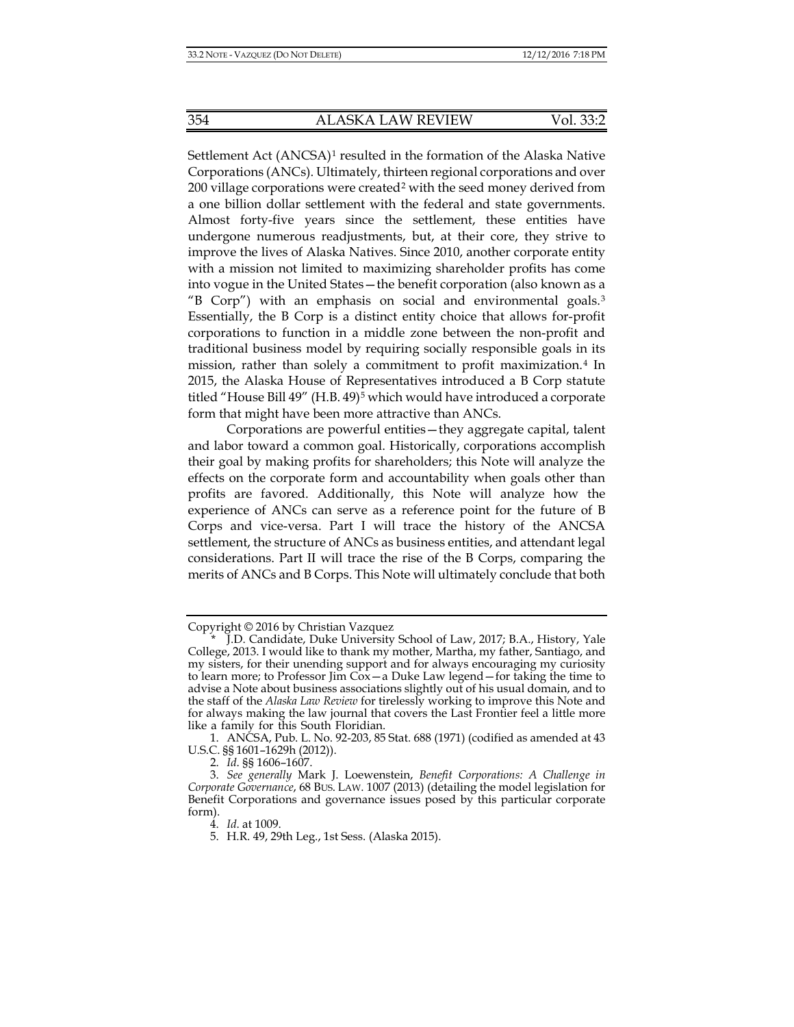Settlement Act (ANCSA)[1] resulted in the formation of the Alaska Native Corporations (ANCs). Ultimately, thirteen regional corporations and over 200 village corporations were created[2] with the seed money derived from a one billion dollar settlement with the federal and state governments. Almost forty-five years since the settlement, these entities have undergone numerous readjustments, but, at their core, they strive to improve the lives of Alaska Natives. Since 2010, another corporate entity with a mission not limited to maximizing shareholder profits has come into vogue in the United States—the benefit corporation (also known as a "B Corp") with an emphasis on social and environmental goals.[3] Essentially, the B Corp is a distinct entity choice that allows for-profit corporations to function in a middle zone between the non-profit and traditional business model by requiring socially responsible goals in its mission, rather than solely a commitment to profit maximization.[4] In 2015, the Alaska House of Representatives introduced a B Corp statute titled "House Bill 49" (H.B. 49)[5] which would have introduced a corporate form that might have been more attractive than ANCs.

Corporations are powerful entities—they aggregate capital, talent and labor toward a common goal. Historically, corporations accomplish their goal by making profits for shareholders; this Note will analyze the effects on the corporate form and accountability when goals other than profits are favored. Additionally, this Note will analyze how the experience of ANCs can serve as a reference point for the future of B Corps and vice-versa. Part I will trace the history of the ANCSA settlement, the structure of ANCs as business entities, and attendant legal considerations. Part II will trace the rise of the B Corps, comparing the merits of ANCs and B Corps. This Note will ultimately conclude that both

---

Copyright © 2016 by Christian Vazquez

\* J.D. Candidate, Duke University School of Law, 2017; B.A., History, Yale College, 2013. I would like to thank my mother, Martha, my father, Santiago, and my sisters, for their unending support and for always encouraging my curiosity to learn more; to Professor Jim Cox—a Duke Law legend—for taking the time to advise a Note about business associations slightly out of his usual domain, and to the staff of the *Alaska Law Review* for tirelessly working to improve this Note and for always making the law journal that covers the Last Frontier feel a little more like a family for this South Floridian.

1. ANCSA, Pub. L. No. 92-203, 85 Stat. 688 (1971) (codified as amended at 43 U.S.C. §§ 1601–1629h (2012)).

2. *Id.* §§ 1606–1607.

3. *See generally* Mark J. Loewenstein, *Benefit Corporations: A Challenge in Corporate Governance*, 68 BUS. LAW. 1007 (2013) (detailing the model legislation for Benefit Corporations and governance issues posed by this particular corporate form).

4. *Id.* at 1009.

5. H.R. 49, 29th Leg., 1st Sess. (Alaska 2015).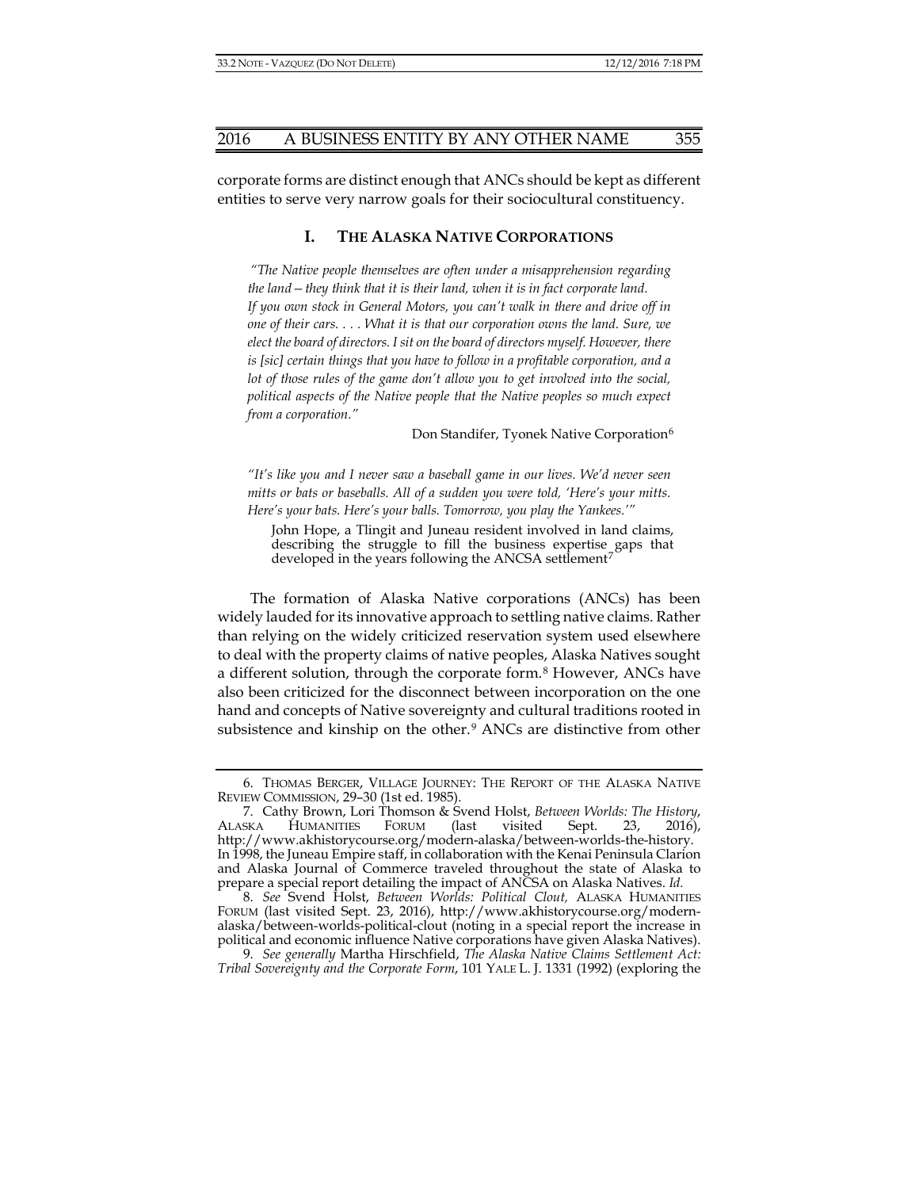corporate forms are distinct enough that ANCs should be kept as different entities to serve very narrow goals for their sociocultural constituency.

## I. THE ALASKA NATIVE CORPORATIONS

> *"The Native people themselves are often under a misapprehension regarding the land—they think that it is their land, when it is in fact corporate land. If you own stock in General Motors, you can't walk in there and drive off in one of their cars. . . . What it is that our corporation owns the land. Sure, we elect the board of directors. I sit on the board of directors myself. However, there is [sic] certain things that you have to follow in a profitable corporation, and a lot of those rules of the game don't allow you to get involved into the social, political aspects of the Native people that the Native peoples so much expect from a corporation."*
>
> Don Standifer, Tyonek Native Corporation[6]

> *"It's like you and I never saw a baseball game in our lives. We'd never seen mitts or bats or baseballs. All of a sudden you were told, 'Here's your mitts. Here's your bats. Here's your balls. Tomorrow, you play the Yankees.'"*
>
> John Hope, a Tlingit and Juneau resident involved in land claims, describing the struggle to fill the business expertise gaps that developed in the years following the ANCSA settlement[7]

The formation of Alaska Native corporations (ANCs) has been widely lauded for its innovative approach to settling native claims. Rather than relying on the widely criticized reservation system used elsewhere to deal with the property claims of native peoples, Alaska Natives sought a different solution, through the corporate form.[8] However, ANCs have also been criticized for the disconnect between incorporation on the one hand and concepts of Native sovereignty and cultural traditions rooted in subsistence and kinship on the other.[9] ANCs are distinctive from other

---

6. THOMAS BERGER, VILLAGE JOURNEY: THE REPORT OF THE ALASKA NATIVE REVIEW COMMISSION, 29–30 (1st ed. 1985).

7. Cathy Brown, Lori Thomson & Svend Holst, *Between Worlds: The History*, ALASKA HUMANITIES FORUM (last visited Sept. 23, 2016), http://www.akhistorycourse.org/modern-alaska/between-worlds-the-history. In 1998, the Juneau Empire staff, in collaboration with the Kenai Peninsula Clarion and Alaska Journal of Commerce traveled throughout the state of Alaska to prepare a special report detailing the impact of ANCSA on Alaska Natives. *Id.*

8. *See* Svend Holst, *Between Worlds: Political Clout,* ALASKA HUMANITIES FORUM (last visited Sept. 23, 2016), http://www.akhistorycourse.org/modern-alaska/between-worlds-political-clout (noting in a special report the increase in political and economic influence Native corporations have given Alaska Natives).

9. *See generally* Martha Hirschfield, *The Alaska Native Claims Settlement Act: Tribal Sovereignty and the Corporate Form*, 101 YALE L. J. 1331 (1992) (exploring the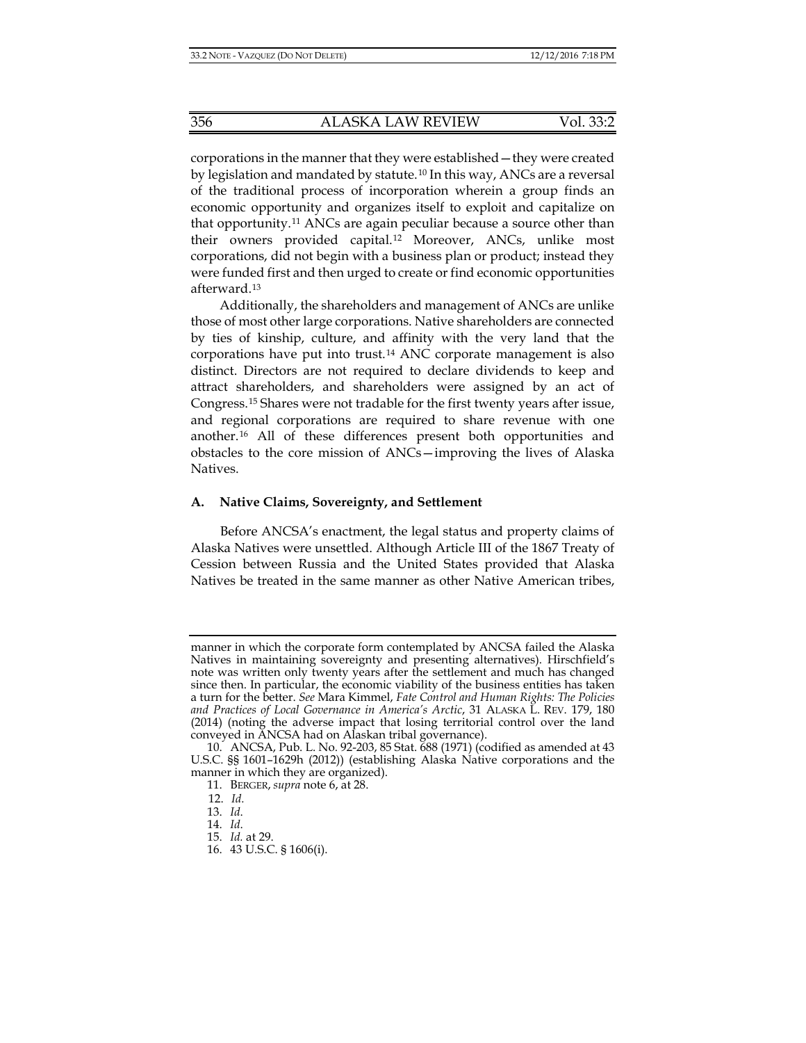corporations in the manner that they were established—they were created by legislation and mandated by statute.[10] In this way, ANCs are a reversal of the traditional process of incorporation wherein a group finds an economic opportunity and organizes itself to exploit and capitalize on that opportunity.[11] ANCs are again peculiar because a source other than their owners provided capital.[12] Moreover, ANCs, unlike most corporations, did not begin with a business plan or product; instead they were funded first and then urged to create or find economic opportunities afterward.[13]

Additionally, the shareholders and management of ANCs are unlike those of most other large corporations. Native shareholders are connected by ties of kinship, culture, and affinity with the very land that the corporations have put into trust.[14] ANC corporate management is also distinct. Directors are not required to declare dividends to keep and attract shareholders, and shareholders were assigned by an act of Congress.[15] Shares were not tradable for the first twenty years after issue, and regional corporations are required to share revenue with one another.[16] All of these differences present both opportunities and obstacles to the core mission of ANCs—improving the lives of Alaska Natives.

### A. Native Claims, Sovereignty, and Settlement

Before ANCSA's enactment, the legal status and property claims of Alaska Natives were unsettled. Although Article III of the 1867 Treaty of Cession between Russia and the United States provided that Alaska Natives be treated in the same manner as other Native American tribes,

---

manner in which the corporate form contemplated by ANCSA failed the Alaska Natives in maintaining sovereignty and presenting alternatives). Hirschfield's note was written only twenty years after the settlement and much has changed since then. In particular, the economic viability of the business entities has taken a turn for the better. *See* Mara Kimmel, *Fate Control and Human Rights: The Policies and Practices of Local Governance in America's Arctic*, 31 ALASKA L. REV. 179, 180 (2014) (noting the adverse impact that losing territorial control over the land conveyed in ANCSA had on Alaskan tribal governance).

10. ANCSA, Pub. L. No. 92-203, 85 Stat. 688 (1971) (codified as amended at 43 U.S.C. §§ 1601–1629h (2012)) (establishing Alaska Native corporations and the manner in which they are organized).

11. BERGER, *supra* note 6, at 28.

12. *Id.*

13. *Id.*

14. *Id.*

15. *Id.* at 29.

16. 43 U.S.C. § 1606(i).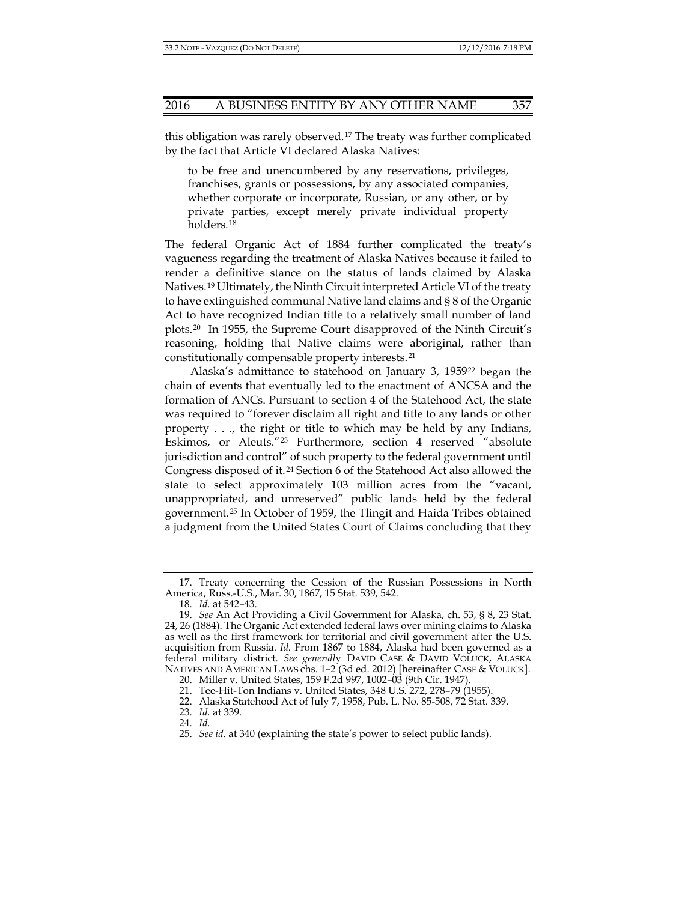this obligation was rarely observed.[17] The treaty was further complicated by the fact that Article VI declared Alaska Natives:

> to be free and unencumbered by any reservations, privileges, franchises, grants or possessions, by any associated companies, whether corporate or incorporate, Russian, or any other, or by private parties, except merely private individual property holders.[18]

The federal Organic Act of 1884 further complicated the treaty's vagueness regarding the treatment of Alaska Natives because it failed to render a definitive stance on the status of lands claimed by Alaska Natives.[19] Ultimately, the Ninth Circuit interpreted Article VI of the treaty to have extinguished communal Native land claims and § 8 of the Organic Act to have recognized Indian title to a relatively small number of land plots.[20] In 1955, the Supreme Court disapproved of the Ninth Circuit's reasoning, holding that Native claims were aboriginal, rather than constitutionally compensable property interests.[21]

Alaska's admittance to statehood on January 3, 1959[22] began the chain of events that eventually led to the enactment of ANCSA and the formation of ANCs. Pursuant to section 4 of the Statehood Act, the state was required to "forever disclaim all right and title to any lands or other property . . ., the right or title to which may be held by any Indians, Eskimos, or Aleuts."[23] Furthermore, section 4 reserved "absolute jurisdiction and control" of such property to the federal government until Congress disposed of it.[24] Section 6 of the Statehood Act also allowed the state to select approximately 103 million acres from the "vacant, unappropriated, and unreserved" public lands held by the federal government.[25] In October of 1959, the Tlingit and Haida Tribes obtained a judgment from the United States Court of Claims concluding that they

---

17. Treaty concerning the Cession of the Russian Possessions in North America, Russ.-U.S., Mar. 30, 1867, 15 Stat. 539, 542.

18. *Id.* at 542–43.

19. *See* An Act Providing a Civil Government for Alaska, ch. 53, § 8, 23 Stat. 24, 26 (1884). The Organic Act extended federal laws over mining claims to Alaska as well as the first framework for territorial and civil government after the U.S. acquisition from Russia. *Id.* From 1867 to 1884, Alaska had been governed as a federal military district. *See generally* DAVID CASE & DAVID VOLUCK, ALASKA NATIVES AND AMERICAN LAWS chs. 1–2 (3d ed. 2012) [hereinafter CASE & VOLUCK].

20. Miller v. United States, 159 F.2d 997, 1002–03 (9th Cir. 1947).

21. Tee-Hit-Ton Indians v. United States, 348 U.S. 272, 278–79 (1955).

22. Alaska Statehood Act of July 7, 1958, Pub. L. No. 85-508, 72 Stat. 339.

23. *Id.* at 339.

24. *Id.*

25. *See id.* at 340 (explaining the state's power to select public lands).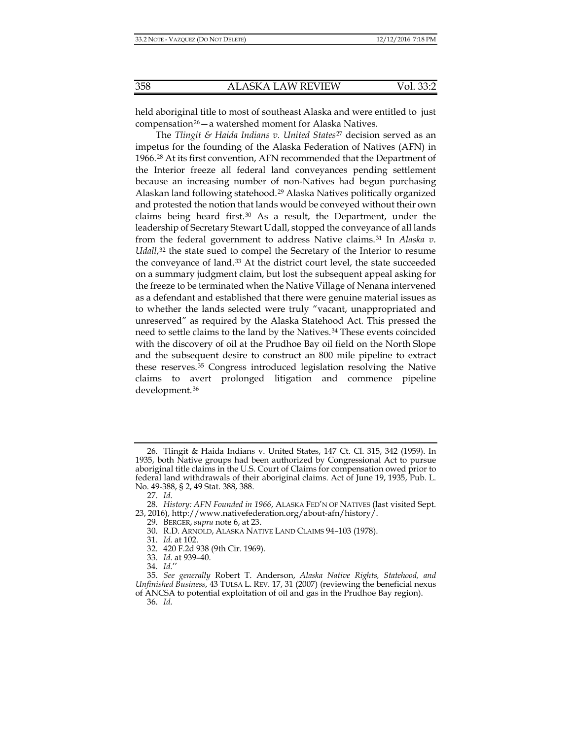held aboriginal title to most of southeast Alaska and were entitled to just compensation[26]—a watershed moment for Alaska Natives.

The *Tlingit & Haida Indians v. United States*[27] decision served as an impetus for the founding of the Alaska Federation of Natives (AFN) in 1966.[28] At its first convention, AFN recommended that the Department of the Interior freeze all federal land conveyances pending settlement because an increasing number of non-Natives had begun purchasing Alaskan land following statehood.[29] Alaska Natives politically organized and protested the notion that lands would be conveyed without their own claims being heard first.[30] As a result, the Department, under the leadership of Secretary Stewart Udall, stopped the conveyance of all lands from the federal government to address Native claims.[31] In *Alaska v. Udall*,[32] the state sued to compel the Secretary of the Interior to resume the conveyance of land.[33] At the district court level, the state succeeded on a summary judgment claim, but lost the subsequent appeal asking for the freeze to be terminated when the Native Village of Nenana intervened as a defendant and established that there were genuine material issues as to whether the lands selected were truly "vacant, unappropriated and unreserved" as required by the Alaska Statehood Act. This pressed the need to settle claims to the land by the Natives.[34] These events coincided with the discovery of oil at the Prudhoe Bay oil field on the North Slope and the subsequent desire to construct an 800 mile pipeline to extract these reserves.[35] Congress introduced legislation resolving the Native claims to avert prolonged litigation and commence pipeline development.[36]

---

26. Tlingit & Haida Indians v. United States, 147 Ct. Cl. 315, 342 (1959). In 1935, both Native groups had been authorized by Congressional Act to pursue aboriginal title claims in the U.S. Court of Claims for compensation owed prior to federal land withdrawals of their aboriginal claims. Act of June 19, 1935, Pub. L. No. 49-388, § 2, 49 Stat. 388, 388.

27. *Id.*

28. *History: AFN Founded in 1966*, ALASKA FED'N OF NATIVES (last visited Sept. 23, 2016), http://www.nativefederation.org/about-afn/history/.

29. BERGER, *supra* note 6, at 23.

30. R.D. ARNOLD, ALASKA NATIVE LAND CLAIMS 94–103 (1978).

31. *Id.* at 102.

32. 420 F.2d 938 (9th Cir. 1969).

33. *Id.* at 939–40.

34. *Id.*''

35. *See generally* Robert T. Anderson, *Alaska Native Rights, Statehood, and Unfinished Business*, 43 TULSA L. REV. 17, 31 (2007) (reviewing the beneficial nexus of ANCSA to potential exploitation of oil and gas in the Prudhoe Bay region).

36. *Id.*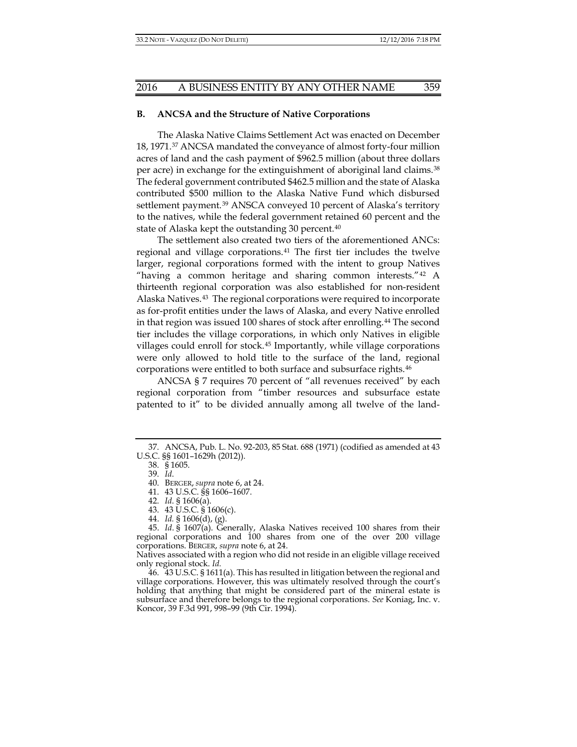### B. ANCSA and the Structure of Native Corporations

The Alaska Native Claims Settlement Act was enacted on December 18, 1971.[37] ANCSA mandated the conveyance of almost forty-four million acres of land and the cash payment of $962.5 million (about three dollars per acre) in exchange for the extinguishment of aboriginal land claims.[38] The federal government contributed $462.5 million and the state of Alaska contributed $500 million to the Alaska Native Fund which disbursed settlement payment.[39] ANSCA conveyed 10 percent of Alaska's territory to the natives, while the federal government retained 60 percent and the state of Alaska kept the outstanding 30 percent.[40]

The settlement also created two tiers of the aforementioned ANCs: regional and village corporations.[41] The first tier includes the twelve larger, regional corporations formed with the intent to group Natives "having a common heritage and sharing common interests."[42] A thirteenth regional corporation was also established for non-resident Alaska Natives.[43] The regional corporations were required to incorporate as for-profit entities under the laws of Alaska, and every Native enrolled in that region was issued 100 shares of stock after enrolling.[44] The second tier includes the village corporations, in which only Natives in eligible villages could enroll for stock.[45] Importantly, while village corporations were only allowed to hold title to the surface of the land, regional corporations were entitled to both surface and subsurface rights.[46]

ANCSA § 7 requires 70 percent of "all revenues received" by each regional corporation from "timber resources and subsurface estate patented to it" to be divided annually among all twelve of the land-

---

37. ANCSA, Pub. L. No. 92-203, 85 Stat. 688 (1971) (codified as amended at 43 U.S.C. §§ 1601–1629h (2012)).

38. § 1605.

39. *Id.*

40. BERGER, *supra* note 6, at 24.

41. 43 U.S.C. §§ 1606–1607.

42. *Id*. § 1606(a).

43. 43 U.S.C. § 1606(c).

44. *Id.* § 1606(d), (g).

45. *Id*. § 1607(a). Generally, Alaska Natives received 100 shares from their regional corporations and 100 shares from one of the over 200 village corporations. BERGER, *supra* note 6, at 24.
Natives associated with a region who did not reside in an eligible village received only regional stock. *Id.*

46. 43 U.S.C. § 1611(a). This has resulted in litigation between the regional and village corporations. However, this was ultimately resolved through the court's holding that anything that might be considered part of the mineral estate is subsurface and therefore belongs to the regional corporations. *See* Koniag, Inc. v. Koncor, 39 F.3d 991, 998–99 (9th Cir. 1994).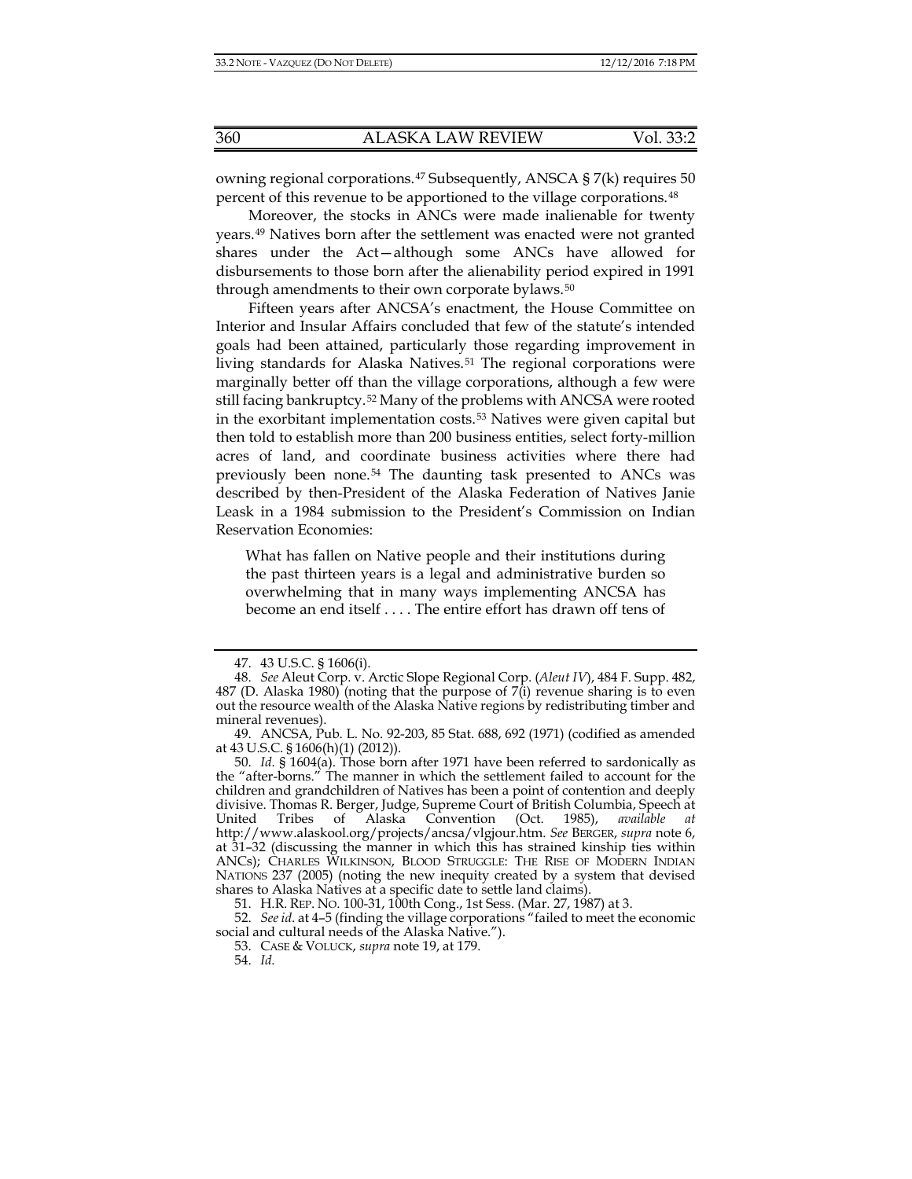owning regional corporations.[47] Subsequently, ANSCA § 7(k) requires 50 percent of this revenue to be apportioned to the village corporations.[48]

Moreover, the stocks in ANCs were made inalienable for twenty years.[49] Natives born after the settlement was enacted were not granted shares under the Act—although some ANCs have allowed for disbursements to those born after the alienability period expired in 1991 through amendments to their own corporate bylaws.[50]

Fifteen years after ANCSA's enactment, the House Committee on Interior and Insular Affairs concluded that few of the statute's intended goals had been attained, particularly those regarding improvement in living standards for Alaska Natives.[51] The regional corporations were marginally better off than the village corporations, although a few were still facing bankruptcy.[52] Many of the problems with ANCSA were rooted in the exorbitant implementation costs.[53] Natives were given capital but then told to establish more than 200 business entities, select forty-million acres of land, and coordinate business activities where there had previously been none.[54] The daunting task presented to ANCs was described by then-President of the Alaska Federation of Natives Janie Leask in a 1984 submission to the President's Commission on Indian Reservation Economies:

> What has fallen on Native people and their institutions during the past thirteen years is a legal and administrative burden so overwhelming that in many ways implementing ANCSA has become an end itself . . . . The entire effort has drawn off tens of

---

47. 43 U.S.C. § 1606(i).

48. *See* Aleut Corp. v. Arctic Slope Regional Corp. (*Aleut IV*), 484 F. Supp. 482, 487 (D. Alaska 1980) (noting that the purpose of 7(i) revenue sharing is to even out the resource wealth of the Alaska Native regions by redistributing timber and mineral revenues).

49. ANCSA, Pub. L. No. 92-203, 85 Stat. 688, 692 (1971) (codified as amended at 43 U.S.C. § 1606(h)(1) (2012)).

50. *Id.* § 1604(a). Those born after 1971 have been referred to sardonically as the "after-borns." The manner in which the settlement failed to account for the children and grandchildren of Natives has been a point of contention and deeply divisive. Thomas R. Berger, Judge, Supreme Court of British Columbia, Speech at United Tribes of Alaska Convention (Oct. 1985), *available at* http://www.alaskool.org/projects/ancsa/vlgjour.htm. *See* BERGER, *supra* note 6, at 31–32 (discussing the manner in which this has strained kinship ties within ANCs); CHARLES WILKINSON, BLOOD STRUGGLE: THE RISE OF MODERN INDIAN NATIONS 237 (2005) (noting the new inequity created by a system that devised shares to Alaska Natives at a specific date to settle land claims).

51. H.R. REP. NO. 100-31, 100th Cong., 1st Sess. (Mar. 27, 1987) at 3.

52. *See id.* at 4–5 (finding the village corporations "failed to meet the economic social and cultural needs of the Alaska Native.").

53. CASE & VOLUCK, *supra* note 19, at 179.

54. *Id.*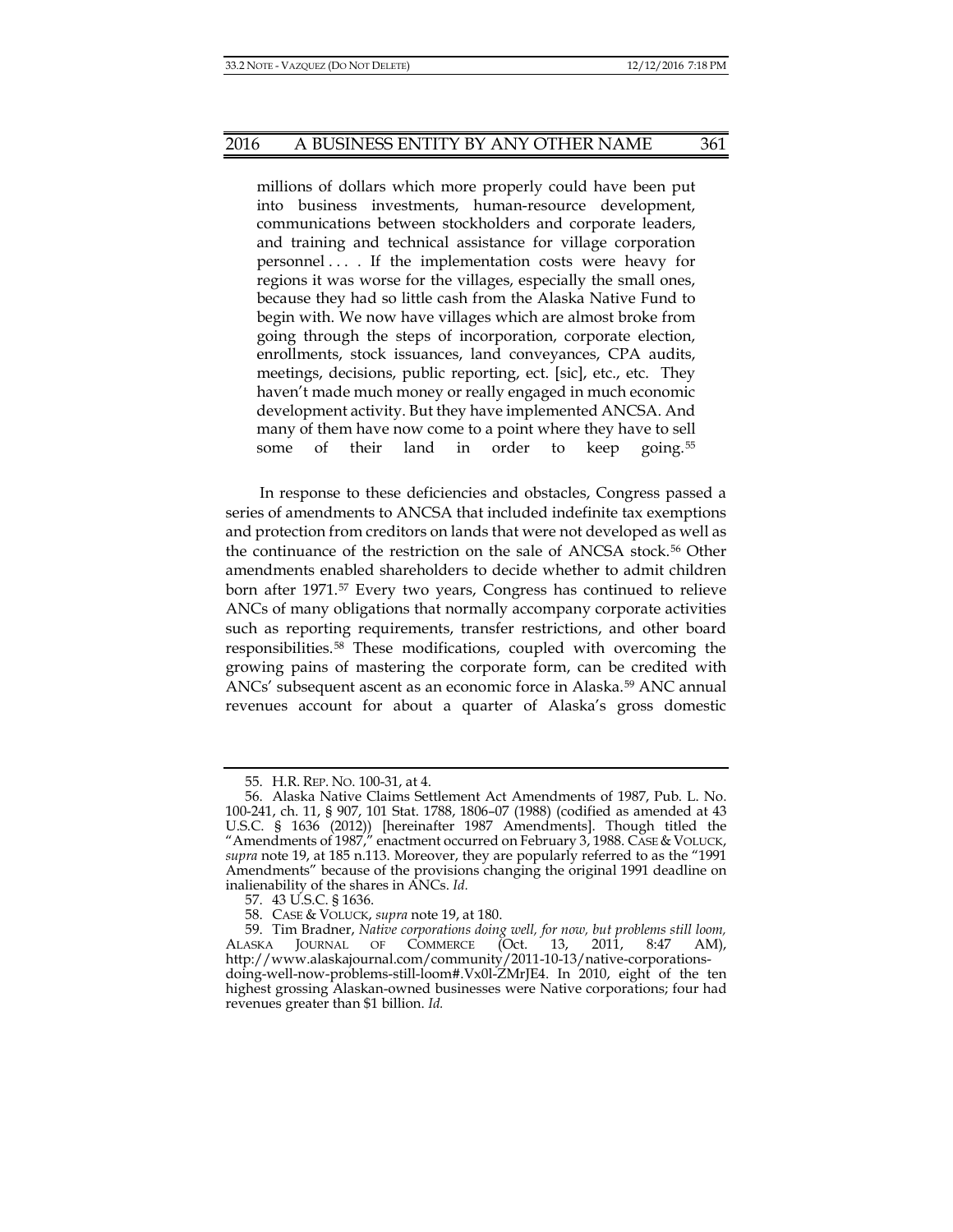> millions of dollars which more properly could have been put into business investments, human-resource development, communications between stockholders and corporate leaders, and training and technical assistance for village corporation personnel . . . . If the implementation costs were heavy for regions it was worse for the villages, especially the small ones, because they had so little cash from the Alaska Native Fund to begin with. We now have villages which are almost broke from going through the steps of incorporation, corporate election, enrollments, stock issuances, land conveyances, CPA audits, meetings, decisions, public reporting, ect. [sic], etc., etc. They haven't made much money or really engaged in much economic development activity. But they have implemented ANCSA. And many of them have now come to a point where they have to sell some of their land in order to keep going.[55]

In response to these deficiencies and obstacles, Congress passed a series of amendments to ANCSA that included indefinite tax exemptions and protection from creditors on lands that were not developed as well as the continuance of the restriction on the sale of ANCSA stock.[56] Other amendments enabled shareholders to decide whether to admit children born after 1971.[57] Every two years, Congress has continued to relieve ANCs of many obligations that normally accompany corporate activities such as reporting requirements, transfer restrictions, and other board responsibilities.[58] These modifications, coupled with overcoming the growing pains of mastering the corporate form, can be credited with ANCs' subsequent ascent as an economic force in Alaska.[59] ANC annual revenues account for about a quarter of Alaska's gross domestic

---

55. H.R. REP. NO. 100-31, at 4.

56. Alaska Native Claims Settlement Act Amendments of 1987, Pub. L. No. 100-241, ch. 11, § 907, 101 Stat. 1788, 1806–07 (1988) (codified as amended at 43 U.S.C. § 1636 (2012)) [hereinafter 1987 Amendments]. Though titled the "Amendments of 1987," enactment occurred on February 3, 1988. CASE & VOLUCK, *supra* note 19, at 185 n.113. Moreover, they are popularly referred to as the "1991 Amendments" because of the provisions changing the original 1991 deadline on inalienability of the shares in ANCs. *Id.*

57. 43 U.S.C. § 1636.

58. CASE & VOLUCK, *supra* note 19, at 180.

59. Tim Bradner, *Native corporations doing well, for now, but problems still loom,* ALASKA JOURNAL OF COMMERCE (Oct. 13, 2011, 8:47 AM), http://www.alaskajournal.com/community/2011-10-13/native-corporations-doing-well-now-problems-still-loom#.Vx0l-ZMrJE4. In 2010, eight of the ten highest grossing Alaskan-owned businesses were Native corporations; four had revenues greater than $1 billion. *Id.*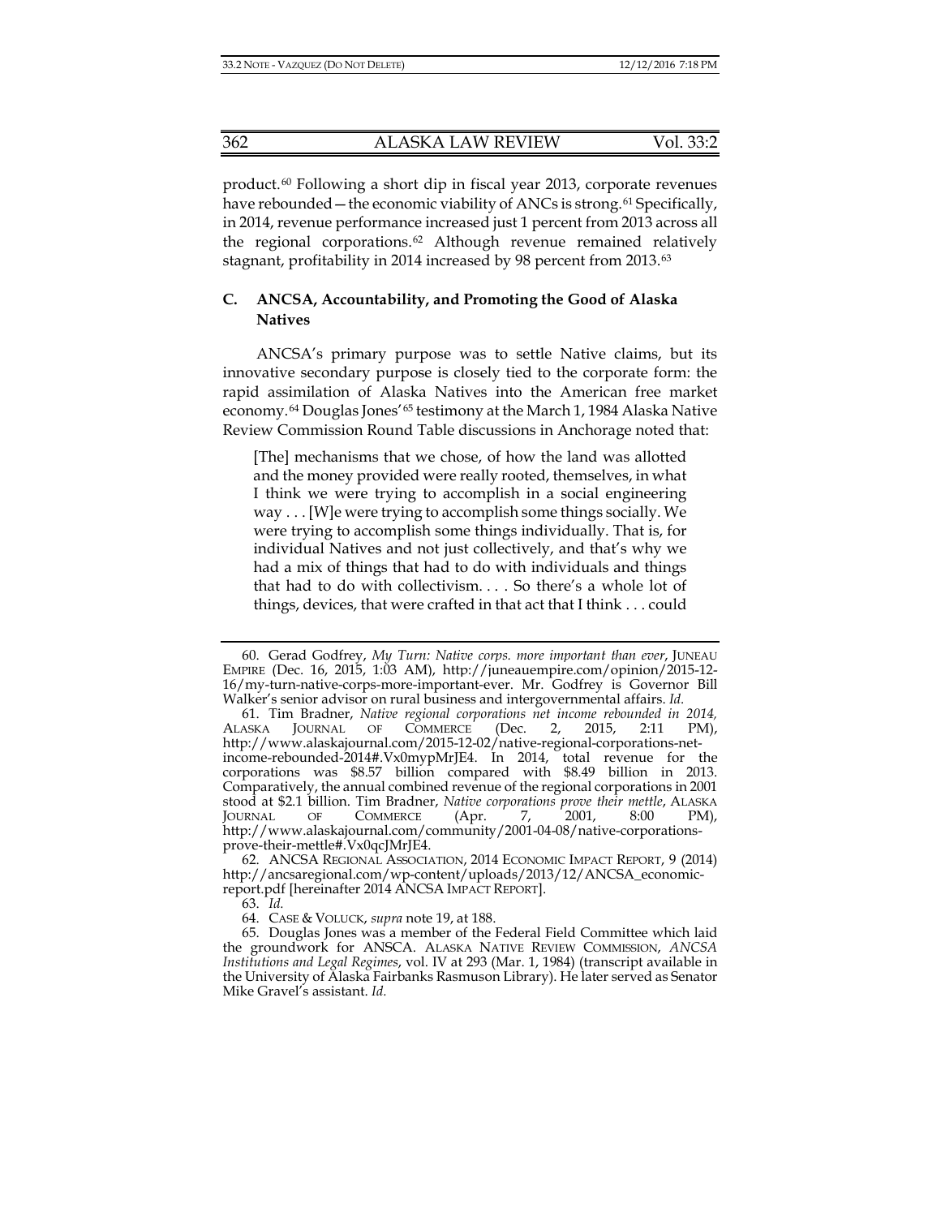product.[60] Following a short dip in fiscal year 2013, corporate revenues have rebounded—the economic viability of ANCs is strong.[61] Specifically, in 2014, revenue performance increased just 1 percent from 2013 across all the regional corporations.[62] Although revenue remained relatively stagnant, profitability in 2014 increased by 98 percent from 2013.[63]

### C. ANCSA, Accountability, and Promoting the Good of Alaska Natives

ANCSA's primary purpose was to settle Native claims, but its innovative secondary purpose is closely tied to the corporate form: the rapid assimilation of Alaska Natives into the American free market economy.[64] Douglas Jones'[65] testimony at the March 1, 1984 Alaska Native Review Commission Round Table discussions in Anchorage noted that:

> [The] mechanisms that we chose, of how the land was allotted and the money provided were really rooted, themselves, in what I think we were trying to accomplish in a social engineering way . . . [W]e were trying to accomplish some things socially. We were trying to accomplish some things individually. That is, for individual Natives and not just collectively, and that's why we had a mix of things that had to do with individuals and things that had to do with collectivism. . . . So there's a whole lot of things, devices, that were crafted in that act that I think . . . could

---

60. Gerad Godfrey, *My Turn: Native corps. more important than ever*, JUNEAU EMPIRE (Dec. 16, 2015, 1:03 AM), http://juneauempire.com/opinion/2015-12-16/my-turn-native-corps-more-important-ever. Mr. Godfrey is Governor Bill Walker's senior advisor on rural business and intergovernmental affairs. *Id.*

61. Tim Bradner, *Native regional corporations net income rebounded in 2014*, ALASKA JOURNAL OF COMMERCE (Dec. 2, 2015, 2:11 PM), http://www.alaskajournal.com/2015-12-02/native-regional-corporations-net-income-rebounded-2014#.Vx0mypMrJE4. In 2014, total revenue for the corporations was $8.57 billion compared with $8.49 billion in 2013. Comparatively, the annual combined revenue of the regional corporations in 2001 stood at $2.1 billion. Tim Bradner, *Native corporations prove their mettle*, ALASKA JOURNAL OF COMMERCE (Apr. 7, 2001, 8:00 PM), http://www.alaskajournal.com/community/2001-04-08/native-corporations-prove-their-mettle#.Vx0qcJMrJE4.

62. ANCSA REGIONAL ASSOCIATION, 2014 ECONOMIC IMPACT REPORT, 9 (2014) http://ancsaregional.com/wp-content/uploads/2013/12/ANCSA_economic-report.pdf [hereinafter 2014 ANCSA IMPACT REPORT].

63. *Id.*

64. CASE & VOLUCK, *supra* note 19, at 188.

65. Douglas Jones was a member of the Federal Field Committee which laid the groundwork for ANSCA. ALASKA NATIVE REVIEW COMMISSION, *ANCSA Institutions and Legal Regimes*, vol. IV at 293 (Mar. 1, 1984) (transcript available in the University of Alaska Fairbanks Rasmuson Library). He later served as Senator Mike Gravel's assistant. *Id.*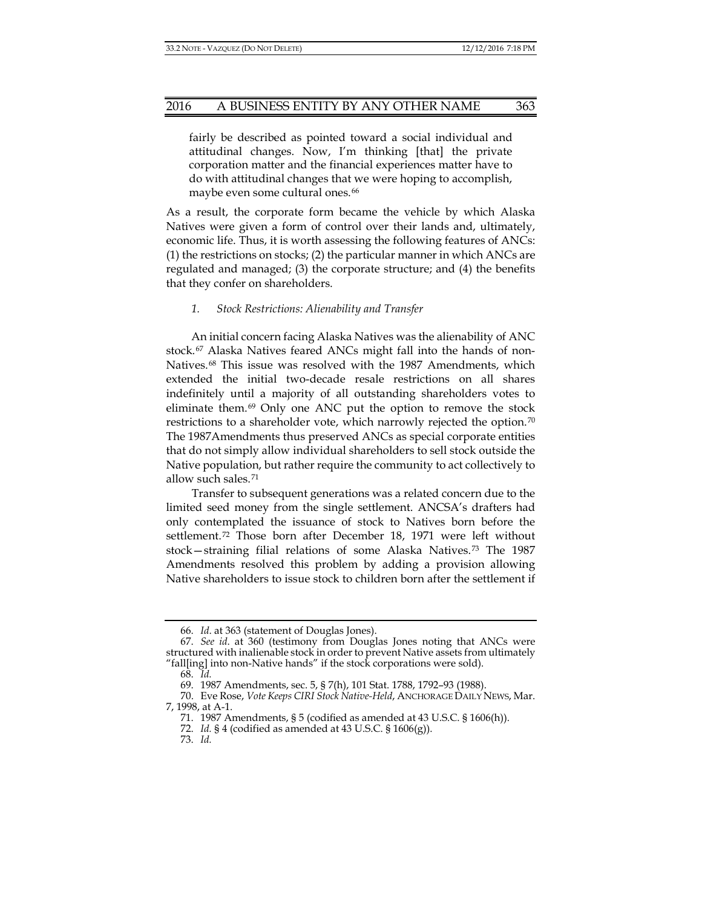> fairly be described as pointed toward a social individual and attitudinal changes. Now, I'm thinking [that] the private corporation matter and the financial experiences matter have to do with attitudinal changes that we were hoping to accomplish, maybe even some cultural ones.[66]

As a result, the corporate form became the vehicle by which Alaska Natives were given a form of control over their lands and, ultimately, economic life. Thus, it is worth assessing the following features of ANCs: (1) the restrictions on stocks; (2) the particular manner in which ANCs are regulated and managed; (3) the corporate structure; and (4) the benefits that they confer on shareholders.

### *1. Stock Restrictions: Alienability and Transfer*

An initial concern facing Alaska Natives was the alienability of ANC stock.[67] Alaska Natives feared ANCs might fall into the hands of non-Natives.[68] This issue was resolved with the 1987 Amendments, which extended the initial two-decade resale restrictions on all shares indefinitely until a majority of all outstanding shareholders votes to eliminate them.[69] Only one ANC put the option to remove the stock restrictions to a shareholder vote, which narrowly rejected the option.[70] The 1987Amendments thus preserved ANCs as special corporate entities that do not simply allow individual shareholders to sell stock outside the Native population, but rather require the community to act collectively to allow such sales.[71]

Transfer to subsequent generations was a related concern due to the limited seed money from the single settlement. ANCSA's drafters had only contemplated the issuance of stock to Natives born before the settlement.[72] Those born after December 18, 1971 were left without stock—straining filial relations of some Alaska Natives.[73] The 1987 Amendments resolved this problem by adding a provision allowing Native shareholders to issue stock to children born after the settlement if

---

66. *Id.* at 363 (statement of Douglas Jones).

67. *See id.* at 360 (testimony from Douglas Jones noting that ANCs were structured with inalienable stock in order to prevent Native assets from ultimately "fall[ing] into non-Native hands" if the stock corporations were sold).

68. *Id.*

69. 1987 Amendments, sec. 5, § 7(h), 101 Stat. 1788, 1792–93 (1988).

70. Eve Rose, *Vote Keeps CIRI Stock Native-Held*, ANCHORAGE DAILY NEWS, Mar. 7, 1998, at A-1.

71. 1987 Amendments, § 5 (codified as amended at 43 U.S.C. § 1606(h)).

72. *Id.* § 4 (codified as amended at 43 U.S.C. § 1606(g)).

73. *Id.*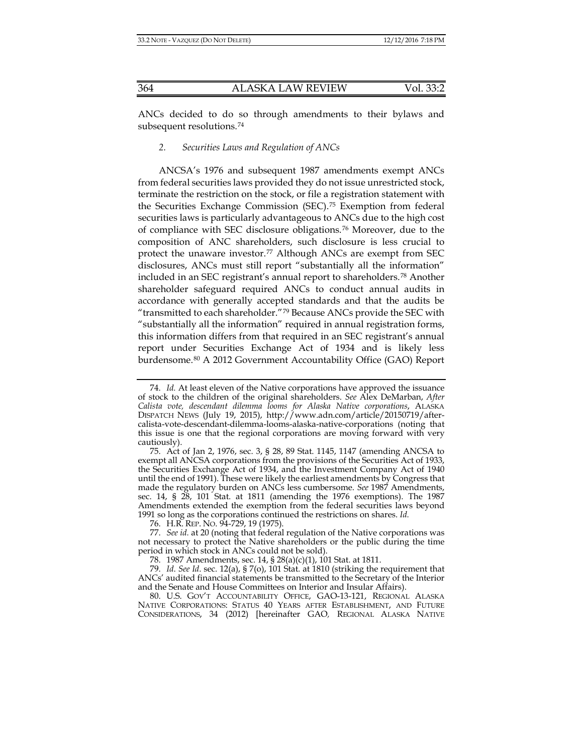ANCs decided to do so through amendments to their bylaws and subsequent resolutions.[74]

### 2. *Securities Laws and Regulation of ANCs*

ANCSA's 1976 and subsequent 1987 amendments exempt ANCs from federal securities laws provided they do not issue unrestricted stock, terminate the restriction on the stock, or file a registration statement with the Securities Exchange Commission (SEC).[75] Exemption from federal securities laws is particularly advantageous to ANCs due to the high cost of compliance with SEC disclosure obligations.[76] Moreover, due to the composition of ANC shareholders, such disclosure is less crucial to protect the unaware investor.[77] Although ANCs are exempt from SEC disclosures, ANCs must still report "substantially all the information" included in an SEC registrant's annual report to shareholders.[78] Another shareholder safeguard required ANCs to conduct annual audits in accordance with generally accepted standards and that the audits be "transmitted to each shareholder."[79] Because ANCs provide the SEC with "substantially all the information" required in annual registration forms, this information differs from that required in an SEC registrant's annual report under Securities Exchange Act of 1934 and is likely less burdensome.[80] A 2012 Government Accountability Office (GAO) Report

---

74. *Id.* At least eleven of the Native corporations have approved the issuance of stock to the children of the original shareholders. *See* Alex DeMarban, *After Calista vote, descendant dilemma looms for Alaska Native corporations*, ALASKA DISPATCH NEWS (July 19, 2015), http://www.adn.com/article/20150719/after-calista-vote-descendant-dilemma-looms-alaska-native-corporations (noting that this issue is one that the regional corporations are moving forward with very cautiously).

75. Act of Jan 2, 1976, sec. 3, § 28, 89 Stat. 1145, 1147 (amending ANCSA to exempt all ANCSA corporations from the provisions of the Securities Act of 1933, the Securities Exchange Act of 1934, and the Investment Company Act of 1940 until the end of 1991). These were likely the earliest amendments by Congress that made the regulatory burden on ANCs less cumbersome. *See* 1987 Amendments, sec. 14, § 28, 101 Stat. at 1811 (amending the 1976 exemptions). The 1987 Amendments extended the exemption from the federal securities laws beyond 1991 so long as the corporations continued the restrictions on shares. *Id.*

76. H.R. REP. NO. 94-729, 19 (1975).

77. *See id.* at 20 (noting that federal regulation of the Native corporations was not necessary to protect the Native shareholders or the public during the time period in which stock in ANCs could not be sold).

78. 1987 Amendments, sec. 14, § 28(a)(c)(1), 101 Stat. at 1811.

79. *Id*. *See Id*. sec. 12(a), § 7(o), 101 Stat. at 1810 (striking the requirement that ANCs' audited financial statements be transmitted to the Secretary of the Interior and the Senate and House Committees on Interior and Insular Affairs).

80. U.S. GOV'T ACCOUNTABILITY OFFICE, GAO-13-121, REGIONAL ALASKA NATIVE CORPORATIONS: STATUS 40 YEARS AFTER ESTABLISHMENT, AND FUTURE CONSIDERATIONS, 34 (2012) [hereinafter GAO*,* REGIONAL ALASKA NATIVE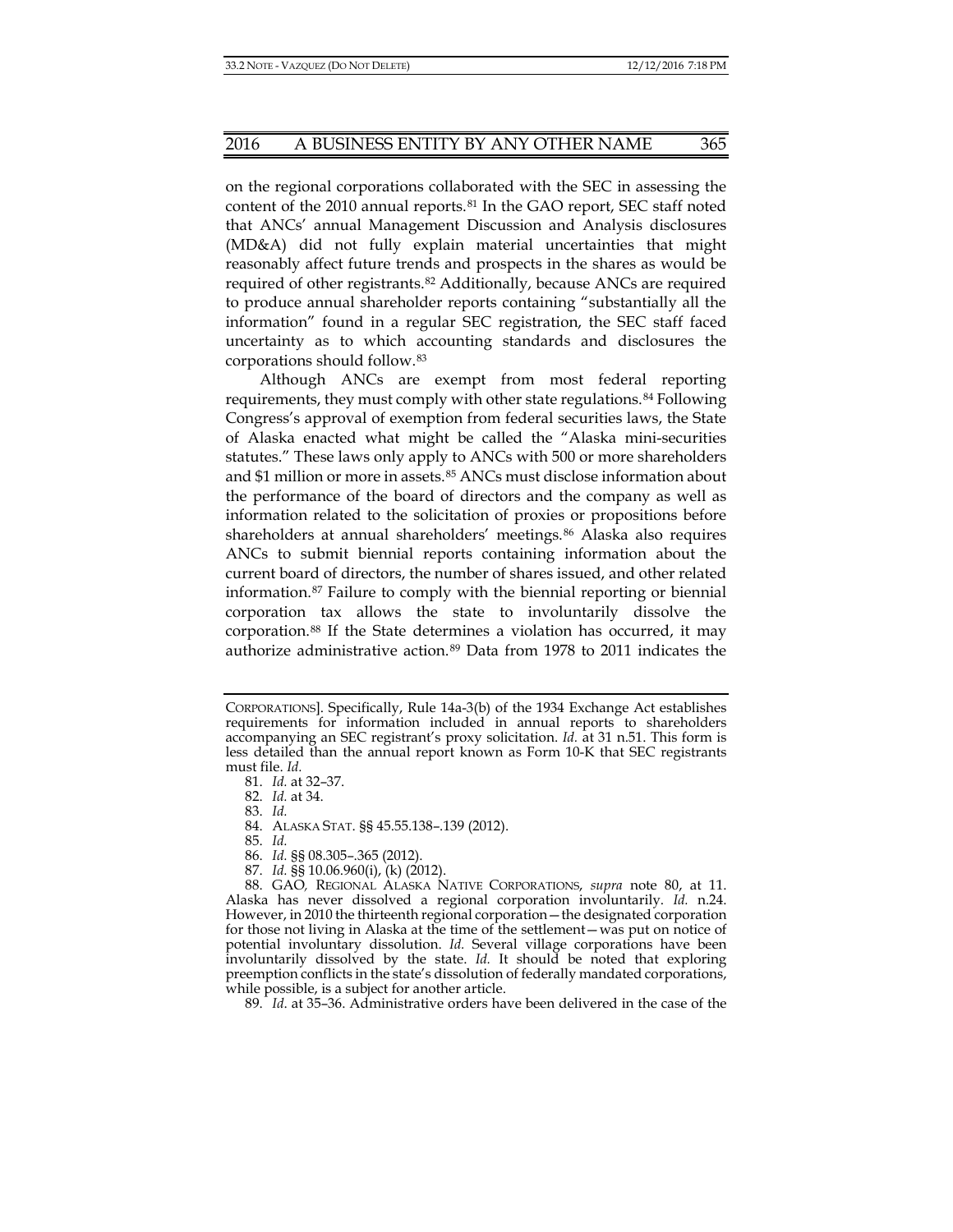on the regional corporations collaborated with the SEC in assessing the content of the 2010 annual reports.[81] In the GAO report, SEC staff noted that ANCs' annual Management Discussion and Analysis disclosures (MD&A) did not fully explain material uncertainties that might reasonably affect future trends and prospects in the shares as would be required of other registrants.[82] Additionally, because ANCs are required to produce annual shareholder reports containing "substantially all the information" found in a regular SEC registration, the SEC staff faced uncertainty as to which accounting standards and disclosures the corporations should follow.[83]

Although ANCs are exempt from most federal reporting requirements, they must comply with other state regulations.[84] Following Congress's approval of exemption from federal securities laws, the State of Alaska enacted what might be called the "Alaska mini-securities statutes." These laws only apply to ANCs with 500 or more shareholders and $1 million or more in assets.[85] ANCs must disclose information about the performance of the board of directors and the company as well as information related to the solicitation of proxies or propositions before shareholders at annual shareholders' meetings.[86] Alaska also requires ANCs to submit biennial reports containing information about the current board of directors, the number of shares issued, and other related information.[87] Failure to comply with the biennial reporting or biennial corporation tax allows the state to involuntarily dissolve the corporation.[88] If the State determines a violation has occurred, it may authorize administrative action.[89] Data from 1978 to 2011 indicates the

---

CORPORATIONS]. Specifically, Rule 14a-3(b) of the 1934 Exchange Act establishes requirements for information included in annual reports to shareholders accompanying an SEC registrant's proxy solicitation. *Id.* at 31 n.51. This form is less detailed than the annual report known as Form 10-K that SEC registrants must file. *Id.*

81. *Id.* at 32–37.

82. *Id.* at 34.

83. *Id.*

84. ALASKA STAT. §§ 45.55.138–.139 (2012).

85. *Id.*

86. *Id.* §§ 08.305–.365 (2012).

87. *Id.* §§ 10.06.960(i), (k) (2012).

88. GAO, REGIONAL ALASKA NATIVE CORPORATIONS, *supra* note 80, at 11. Alaska has never dissolved a regional corporation involuntarily. *Id.* n.24. However, in 2010 the thirteenth regional corporation—the designated corporation for those not living in Alaska at the time of the settlement—was put on notice of potential involuntary dissolution. *Id.* Several village corporations have been involuntarily dissolved by the state. *Id.* It should be noted that exploring preemption conflicts in the state's dissolution of federally mandated corporations, while possible, is a subject for another article.

89. *Id.* at 35–36. Administrative orders have been delivered in the case of the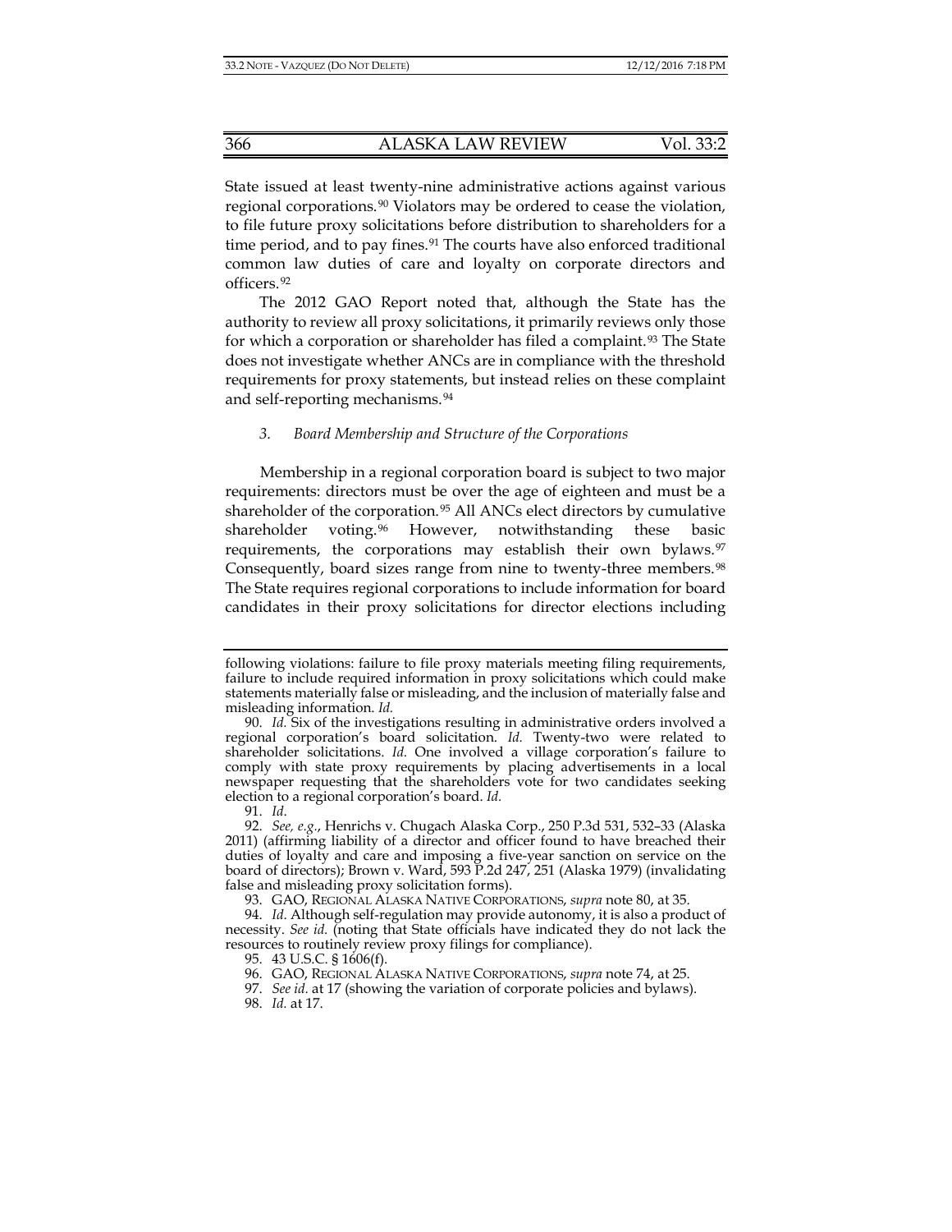State issued at least twenty-nine administrative actions against various regional corporations.[90] Violators may be ordered to cease the violation, to file future proxy solicitations before distribution to shareholders for a time period, and to pay fines.[91] The courts have also enforced traditional common law duties of care and loyalty on corporate directors and officers.[92]

The 2012 GAO Report noted that, although the State has the authority to review all proxy solicitations, it primarily reviews only those for which a corporation or shareholder has filed a complaint.[93] The State does not investigate whether ANCs are in compliance with the threshold requirements for proxy statements, but instead relies on these complaint and self-reporting mechanisms.[94]

### *3. Board Membership and Structure of the Corporations*

Membership in a regional corporation board is subject to two major requirements: directors must be over the age of eighteen and must be a shareholder of the corporation.[95] All ANCs elect directors by cumulative shareholder voting.[96] However, notwithstanding these basic requirements, the corporations may establish their own bylaws.[97] Consequently, board sizes range from nine to twenty-three members.[98] The State requires regional corporations to include information for board candidates in their proxy solicitations for director elections including

---

following violations: failure to file proxy materials meeting filing requirements, failure to include required information in proxy solicitations which could make statements materially false or misleading, and the inclusion of materially false and misleading information. *Id.*

90. *Id.* Six of the investigations resulting in administrative orders involved a regional corporation's board solicitation. *Id.* Twenty-two were related to shareholder solicitations. *Id.* One involved a village corporation's failure to comply with state proxy requirements by placing advertisements in a local newspaper requesting that the shareholders vote for two candidates seeking election to a regional corporation's board. *Id.*

91. *Id.*

92. *See, e.g.*, Henrichs v. Chugach Alaska Corp., 250 P.3d 531, 532–33 (Alaska 2011) (affirming liability of a director and officer found to have breached their duties of loyalty and care and imposing a five-year sanction on service on the board of directors); Brown v. Ward, 593 P.2d 247, 251 (Alaska 1979) (invalidating false and misleading proxy solicitation forms).

93. GAO, REGIONAL ALASKA NATIVE CORPORATIONS, *supra* note 80, at 35.

94. *Id.* Although self-regulation may provide autonomy, it is also a product of necessity. *See id.* (noting that State officials have indicated they do not lack the resources to routinely review proxy filings for compliance).

95. 43 U.S.C. § 1606(f).

96. GAO, REGIONAL ALASKA NATIVE CORPORATIONS, *supra* note 74, at 25.

97. *See id.* at 17 (showing the variation of corporate policies and bylaws).

98. *Id.* at 17.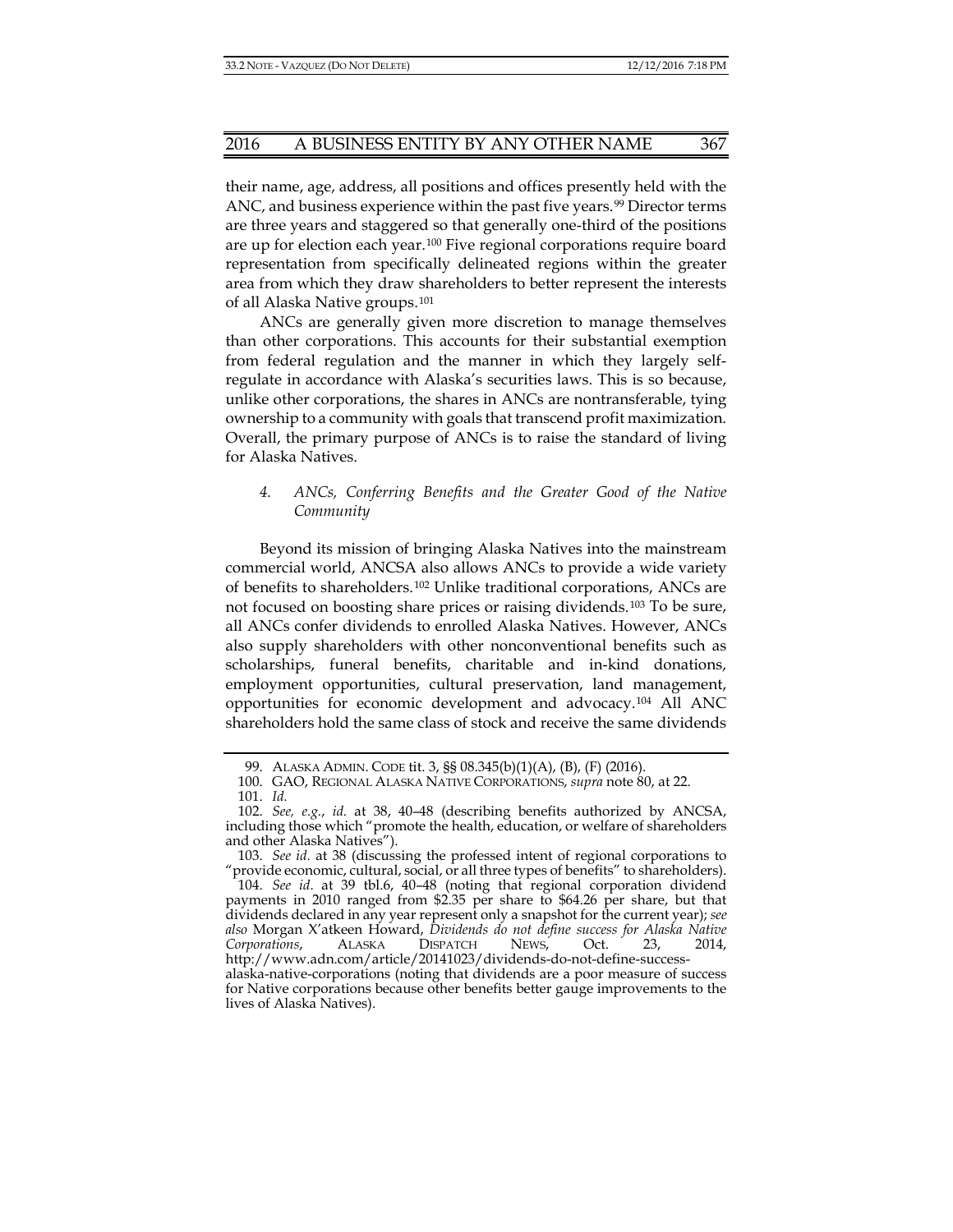their name, age, address, all positions and offices presently held with the ANC, and business experience within the past five years.[99] Director terms are three years and staggered so that generally one-third of the positions are up for election each year.[100] Five regional corporations require board representation from specifically delineated regions within the greater area from which they draw shareholders to better represent the interests of all Alaska Native groups.[101]

ANCs are generally given more discretion to manage themselves than other corporations. This accounts for their substantial exemption from federal regulation and the manner in which they largely self-regulate in accordance with Alaska's securities laws. This is so because, unlike other corporations, the shares in ANCs are nontransferable, tying ownership to a community with goals that transcend profit maximization. Overall, the primary purpose of ANCs is to raise the standard of living for Alaska Natives.

#### *4. ANCs, Conferring Benefits and the Greater Good of the Native Community*

Beyond its mission of bringing Alaska Natives into the mainstream commercial world, ANCSA also allows ANCs to provide a wide variety of benefits to shareholders.[102] Unlike traditional corporations, ANCs are not focused on boosting share prices or raising dividends.[103] To be sure, all ANCs confer dividends to enrolled Alaska Natives. However, ANCs also supply shareholders with other nonconventional benefits such as scholarships, funeral benefits, charitable and in-kind donations, employment opportunities, cultural preservation, land management, opportunities for economic development and advocacy.[104] All ANC shareholders hold the same class of stock and receive the same dividends

---

99. ALASKA ADMIN. CODE tit. 3, §§ 08.345(b)(1)(A), (B), (F) (2016).

100. GAO, REGIONAL ALASKA NATIVE CORPORATIONS, *supra* note 80, at 22.

101. *Id.*

102. *See, e.g.*, *id.* at 38, 40–48 (describing benefits authorized by ANCSA, including those which "promote the health, education, or welfare of shareholders and other Alaska Natives").

103. *See id.* at 38 (discussing the professed intent of regional corporations to "provide economic, cultural, social, or all three types of benefits" to shareholders).

104. *See id*. at 39 tbl.6, 40–48 (noting that regional corporation dividend payments in 2010 ranged from $2.35 per share to $64.26 per share, but that dividends declared in any year represent only a snapshot for the current year); *see also* Morgan X'atkeen Howard, *Dividends do not define success for Alaska Native Corporations*, ALASKA DISPATCH NEWS, Oct. 23, 2014, http://www.adn.com/article/20141023/dividends-do-not-define-success-alaska-native-corporations (noting that dividends are a poor measure of success for Native corporations because other benefits better gauge improvements to the lives of Alaska Natives).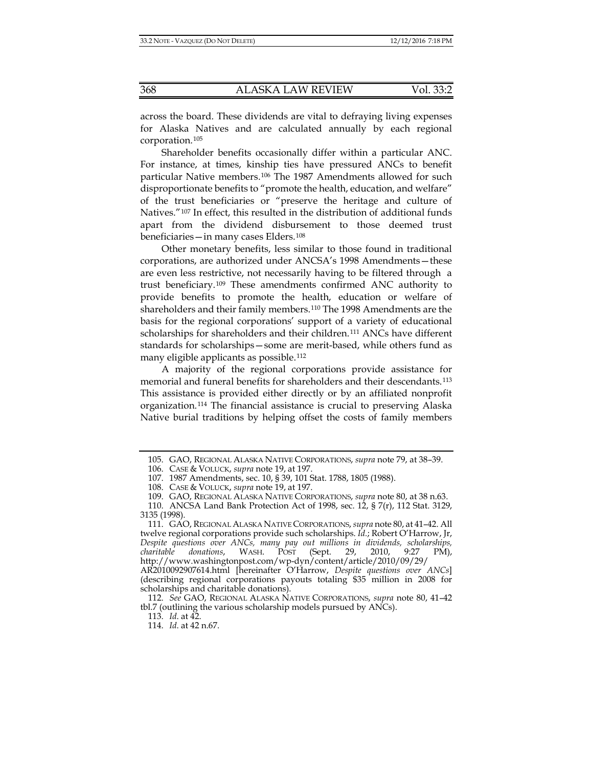across the board. These dividends are vital to defraying living expenses for Alaska Natives and are calculated annually by each regional corporation.[105]

Shareholder benefits occasionally differ within a particular ANC. For instance, at times, kinship ties have pressured ANCs to benefit particular Native members.[106] The 1987 Amendments allowed for such disproportionate benefits to "promote the health, education, and welfare" of the trust beneficiaries or "preserve the heritage and culture of Natives."[107] In effect, this resulted in the distribution of additional funds apart from the dividend disbursement to those deemed trust beneficiaries—in many cases Elders.[108]

Other monetary benefits, less similar to those found in traditional corporations, are authorized under ANCSA's 1998 Amendments—these are even less restrictive, not necessarily having to be filtered through a trust beneficiary.[109] These amendments confirmed ANC authority to provide benefits to promote the health, education or welfare of shareholders and their family members.[110] The 1998 Amendments are the basis for the regional corporations' support of a variety of educational scholarships for shareholders and their children.[111] ANCs have different standards for scholarships—some are merit-based, while others fund as many eligible applicants as possible.[112]

A majority of the regional corporations provide assistance for memorial and funeral benefits for shareholders and their descendants.[113] This assistance is provided either directly or by an affiliated nonprofit organization.[114] The financial assistance is crucial to preserving Alaska Native burial traditions by helping offset the costs of family members

---

105. GAO, REGIONAL ALASKA NATIVE CORPORATIONS, *supra* note 79, at 38–39.

106. CASE & VOLUCK, *supra* note 19, at 197.

107. 1987 Amendments, sec. 10, § 39, 101 Stat. 1788, 1805 (1988).

108. CASE & VOLUCK, *supra* note 19, at 197.

109. GAO, REGIONAL ALASKA NATIVE CORPORATIONS, *supra* note 80, at 38 n.63.

110. ANCSA Land Bank Protection Act of 1998, sec. 12, § 7(r), 112 Stat. 3129, 3135 (1998).

111. GAO, REGIONAL ALASKA NATIVE CORPORATIONS, *supra* note 80, at 41–42. All twelve regional corporations provide such scholarships. *Id.*; Robert O'Harrow, Jr, *Despite questions over ANCs, many pay out millions in dividends, scholarships, charitable donations*, WASH. POST (Sept. 29, 2010, 9:27 PM), http://www.washingtonpost.com/wp-dyn/content/article/2010/09/29/AR2010092907614.html [hereinafter O'Harrow, *Despite questions over ANCs*] (describing regional corporations payouts totaling $35 million in 2008 for scholarships and charitable donations).

112. *See* GAO, REGIONAL ALASKA NATIVE CORPORATIONS, *supra* note 80, 41–42 tbl.7 (outlining the various scholarship models pursued by ANCs).

113. *Id.* at 42.

114. *Id.* at 42 n.67.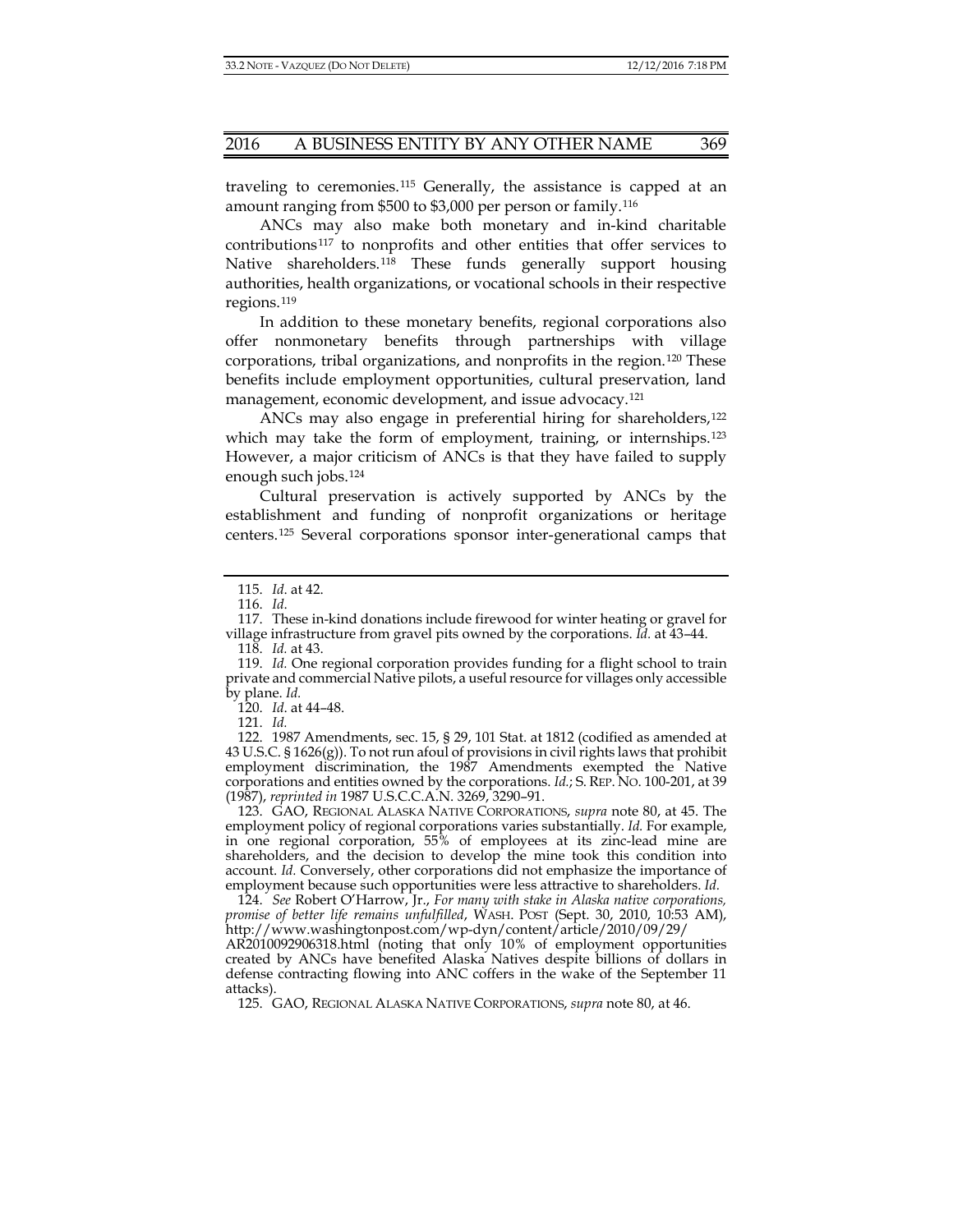traveling to ceremonies.[115] Generally, the assistance is capped at an amount ranging from $500 to $3,000 per person or family.[116]

ANCs may also make both monetary and in-kind charitable contributions[117] to nonprofits and other entities that offer services to Native shareholders.[118] These funds generally support housing authorities, health organizations, or vocational schools in their respective regions.[119]

In addition to these monetary benefits, regional corporations also offer nonmonetary benefits through partnerships with village corporations, tribal organizations, and nonprofits in the region.[120] These benefits include employment opportunities, cultural preservation, land management, economic development, and issue advocacy.[121]

ANCs may also engage in preferential hiring for shareholders,[122] which may take the form of employment, training, or internships.[123] However, a major criticism of ANCs is that they have failed to supply enough such jobs.[124]

Cultural preservation is actively supported by ANCs by the establishment and funding of nonprofit organizations or heritage centers.[125] Several corporations sponsor inter-generational camps that

---

115. *Id.* at 42.

116. *Id.*

117. These in-kind donations include firewood for winter heating or gravel for village infrastructure from gravel pits owned by the corporations. *Id.* at 43–44.

118. *Id.* at 43.

119. *Id.* One regional corporation provides funding for a flight school to train private and commercial Native pilots, a useful resource for villages only accessible by plane. *Id.*

120. *Id.* at 44–48.

121. *Id.*

122. 1987 Amendments, sec. 15, § 29, 101 Stat. at 1812 (codified as amended at 43 U.S.C. § 1626(g)). To not run afoul of provisions in civil rights laws that prohibit employment discrimination, the 1987 Amendments exempted the Native corporations and entities owned by the corporations. *Id.*; S. REP. NO. 100-201, at 39 (1987), *reprinted in* 1987 U.S.C.C.A.N. 3269, 3290–91.

123. GAO, REGIONAL ALASKA NATIVE CORPORATIONS, *supra* note 80, at 45. The employment policy of regional corporations varies substantially. *Id.* For example, in one regional corporation, 55% of employees at its zinc-lead mine are shareholders, and the decision to develop the mine took this condition into account. *Id.* Conversely, other corporations did not emphasize the importance of employment because such opportunities were less attractive to shareholders. *Id.*

124. *See* Robert O'Harrow, Jr., *For many with stake in Alaska native corporations, promise of better life remains unfulfilled*, WASH. POST (Sept. 30, 2010, 10:53 AM), http://www.washingtonpost.com/wp-dyn/content/article/2010/09/29/AR2010092906318.html (noting that only 10% of employment opportunities created by ANCs have benefited Alaska Natives despite billions of dollars in defense contracting flowing into ANC coffers in the wake of the September 11 attacks).

125. GAO, REGIONAL ALASKA NATIVE CORPORATIONS, *supra* note 80, at 46.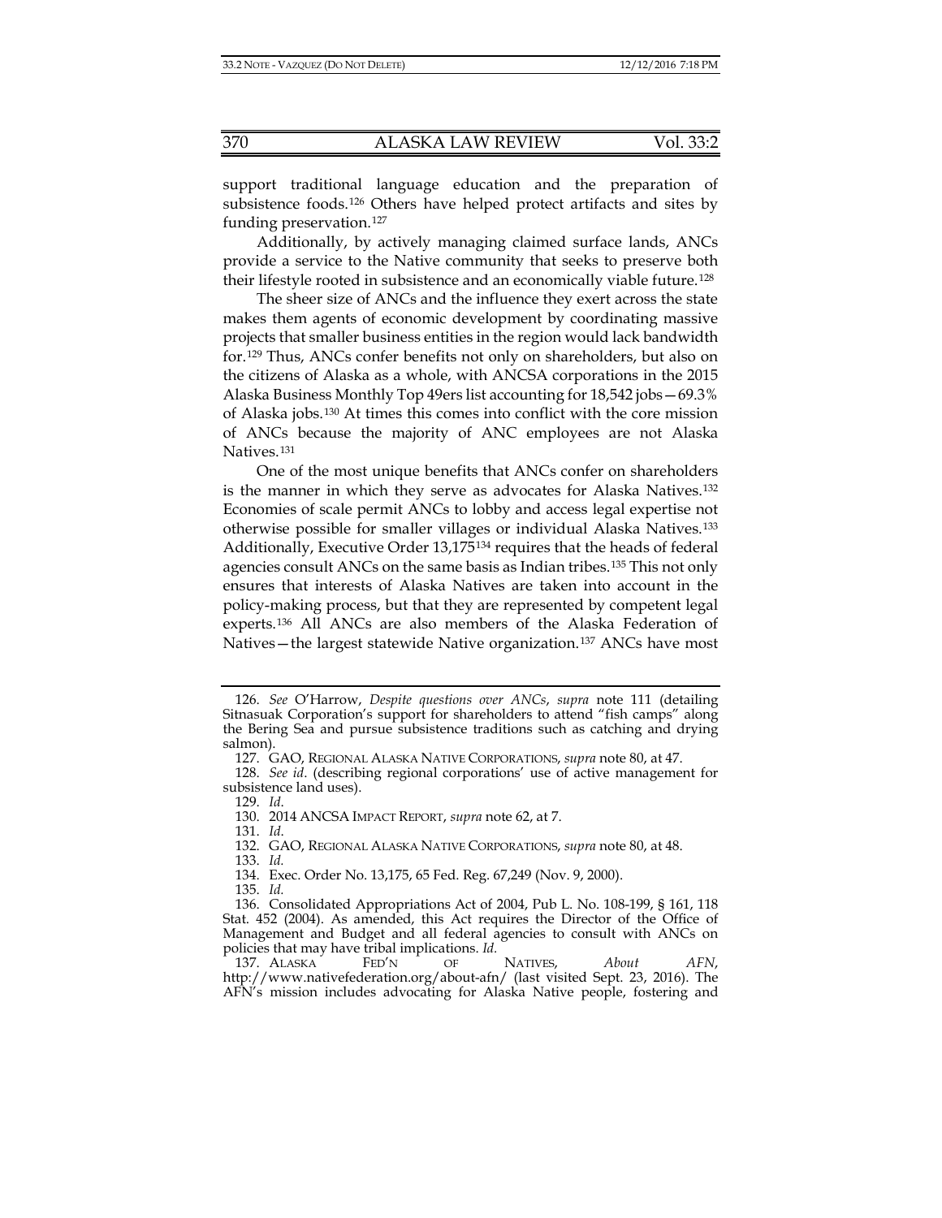support traditional language education and the preparation of subsistence foods.[126] Others have helped protect artifacts and sites by funding preservation.[127]

Additionally, by actively managing claimed surface lands, ANCs provide a service to the Native community that seeks to preserve both their lifestyle rooted in subsistence and an economically viable future.[128]

The sheer size of ANCs and the influence they exert across the state makes them agents of economic development by coordinating massive projects that smaller business entities in the region would lack bandwidth for.[129] Thus, ANCs confer benefits not only on shareholders, but also on the citizens of Alaska as a whole, with ANCSA corporations in the 2015 Alaska Business Monthly Top 49ers list accounting for 18,542 jobs—69.3% of Alaska jobs.[130] At times this comes into conflict with the core mission of ANCs because the majority of ANC employees are not Alaska Natives.[131]

One of the most unique benefits that ANCs confer on shareholders is the manner in which they serve as advocates for Alaska Natives.[132] Economies of scale permit ANCs to lobby and access legal expertise not otherwise possible for smaller villages or individual Alaska Natives.[133] Additionally, Executive Order 13,175[134] requires that the heads of federal agencies consult ANCs on the same basis as Indian tribes.[135] This not only ensures that interests of Alaska Natives are taken into account in the policy-making process, but that they are represented by competent legal experts.[136] All ANCs are also members of the Alaska Federation of Natives—the largest statewide Native organization.[137] ANCs have most

---

126. *See* O'Harrow, *Despite questions over ANCs*, *supra* note 111 (detailing Sitnasuak Corporation's support for shareholders to attend "fish camps" along the Bering Sea and pursue subsistence traditions such as catching and drying salmon).

127. GAO, REGIONAL ALASKA NATIVE CORPORATIONS, *supra* note 80, at 47.

128. *See id*. (describing regional corporations' use of active management for subsistence land uses).

129. *Id.*

130. 2014 ANCSA IMPACT REPORT, *supra* note 62, at 7.

131. *Id.*

132. GAO, REGIONAL ALASKA NATIVE CORPORATIONS, *supra* note 80, at 48.

133. *Id.*

134. Exec. Order No. 13,175, 65 Fed. Reg. 67,249 (Nov. 9, 2000).

135. *Id.*

136. Consolidated Appropriations Act of 2004, Pub L. No. 108-199, § 161, 118 Stat. 452 (2004). As amended, this Act requires the Director of the Office of Management and Budget and all federal agencies to consult with ANCs on policies that may have tribal implications. *Id.*

137. ALASKA FED'N OF NATIVES, *About AFN*, http://www.nativefederation.org/about-afn/ (last visited Sept. 23, 2016). The AFN's mission includes advocating for Alaska Native people, fostering and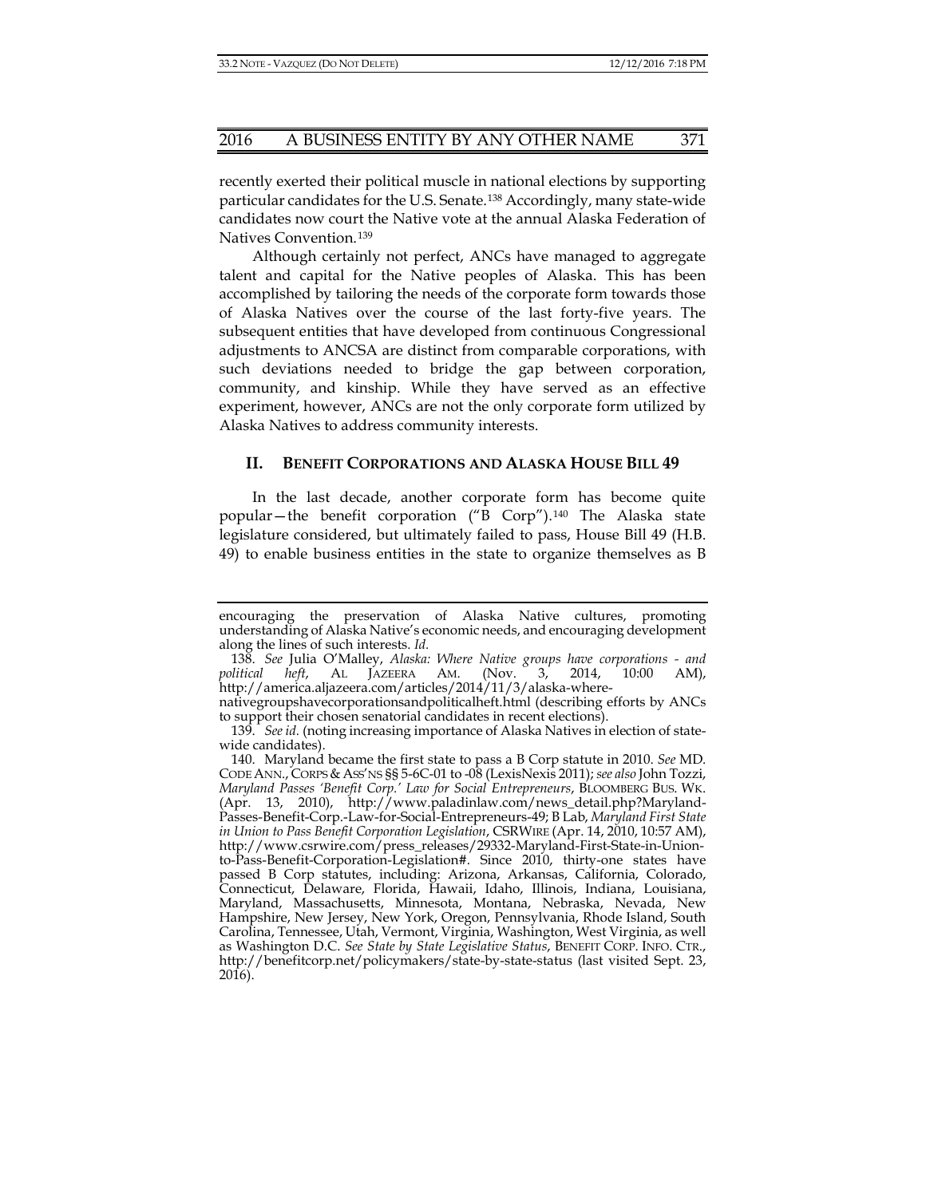recently exerted their political muscle in national elections by supporting particular candidates for the U.S. Senate.[138] Accordingly, many state-wide candidates now court the Native vote at the annual Alaska Federation of Natives Convention.[139]

Although certainly not perfect, ANCs have managed to aggregate talent and capital for the Native peoples of Alaska. This has been accomplished by tailoring the needs of the corporate form towards those of Alaska Natives over the course of the last forty-five years. The subsequent entities that have developed from continuous Congressional adjustments to ANCSA are distinct from comparable corporations, with such deviations needed to bridge the gap between corporation, community, and kinship. While they have served as an effective experiment, however, ANCs are not the only corporate form utilized by Alaska Natives to address community interests.

## II. BENEFIT CORPORATIONS AND ALASKA HOUSE BILL 49

In the last decade, another corporate form has become quite popular—the benefit corporation ("B Corp").[140] The Alaska state legislature considered, but ultimately failed to pass, House Bill 49 (H.B. 49) to enable business entities in the state to organize themselves as B

---

encouraging the preservation of Alaska Native cultures, promoting understanding of Alaska Native's economic needs, and encouraging development along the lines of such interests. *Id.*

138. *See* Julia O'Malley, *Alaska: Where Native groups have corporations - and political heft*, AL JAZEERA AM. (Nov. 3, 2014, 10:00 AM), http://america.aljazeera.com/articles/2014/11/3/alaska-wherenativegroupshavecorporationsandpoliticalheft.html (describing efforts by ANCs to support their chosen senatorial candidates in recent elections).

139. *See id.* (noting increasing importance of Alaska Natives in election of state-wide candidates).

140. Maryland became the first state to pass a B Corp statute in 2010. *See* MD. CODE ANN., CORPS & ASS'NS §§ 5-6C-01 to -08 (LexisNexis 2011); *see also* John Tozzi, *Maryland Passes 'Benefit Corp.' Law for Social Entrepreneurs*, BLOOMBERG BUS. WK. (Apr. 13, 2010), http://www.paladinlaw.com/news_detail.php?Maryland-Passes-Benefit-Corp.-Law-for-Social-Entrepreneurs-49; B Lab, *Maryland First State in Union to Pass Benefit Corporation Legislation*, CSRWIRE (Apr. 14, 2010, 10:57 AM), http://www.csrwire.com/press_releases/29332-Maryland-First-State-in-Union-to-Pass-Benefit-Corporation-Legislation#. Since 2010, thirty-one states have passed B Corp statutes, including: Arizona, Arkansas, California, Colorado, Connecticut, Delaware, Florida, Hawaii, Idaho, Illinois, Indiana, Louisiana, Maryland, Massachusetts, Minnesota, Montana, Nebraska, Nevada, New Hampshire, New Jersey, New York, Oregon, Pennsylvania, Rhode Island, South Carolina, Tennessee, Utah, Vermont, Virginia, Washington, West Virginia, as well as Washington D.C. *See State by State Legislative Status*, BENEFIT CORP. INFO. CTR., http://benefitcorp.net/policymakers/state-by-state-status (last visited Sept. 23, 2016).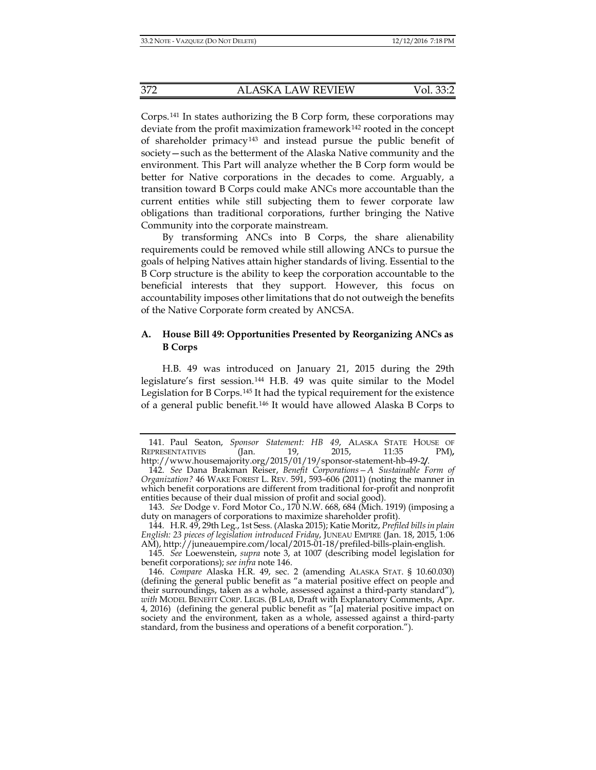Corps.[141] In states authorizing the B Corp form, these corporations may deviate from the profit maximization framework[142] rooted in the concept of shareholder primacy[143] and instead pursue the public benefit of society—such as the betterment of the Alaska Native community and the environment. This Part will analyze whether the B Corp form would be better for Native corporations in the decades to come. Arguably, a transition toward B Corps could make ANCs more accountable than the current entities while still subjecting them to fewer corporate law obligations than traditional corporations, further bringing the Native Community into the corporate mainstream.

By transforming ANCs into B Corps, the share alienability requirements could be removed while still allowing ANCs to pursue the goals of helping Natives attain higher standards of living. Essential to the B Corp structure is the ability to keep the corporation accountable to the beneficial interests that they support. However, this focus on accountability imposes other limitations that do not outweigh the benefits of the Native Corporate form created by ANCSA.

### A. House Bill 49: Opportunities Presented by Reorganizing ANCs as B Corps

H.B. 49 was introduced on January 21, 2015 during the 29th legislature's first session.[144] H.B. 49 was quite similar to the Model Legislation for B Corps.[145] It had the typical requirement for the existence of a general public benefit.[146] It would have allowed Alaska B Corps to

---

141. Paul Seaton, *Sponsor Statement: HB 49*, ALASKA STATE HOUSE OF REPRESENTATIVES (Jan. 19, 2015, 11:35 PM), http://www.housemajority.org/2015/01/19/sponsor-statement-hb-49-2/.

142. *See* Dana Brakman Reiser, *Benefit Corporations—A Sustainable Form of Organization?* 46 WAKE FOREST L. REV. 591, 593–606 (2011) (noting the manner in which benefit corporations are different from traditional for-profit and nonprofit entities because of their dual mission of profit and social good).

143. *See* Dodge v. Ford Motor Co., 170 N.W. 668, 684 (Mich. 1919) (imposing a duty on managers of corporations to maximize shareholder profit).

144. H.R. 49, 29th Leg., 1st Sess. (Alaska 2015); Katie Moritz, *Prefiled bills in plain English: 23 pieces of legislation introduced Friday*, JUNEAU EMPIRE (Jan. 18, 2015, 1:06 AM), http://juneauempire.com/local/2015-01-18/prefiled-bills-plain-english.

145. *See* Loewenstein, *supra* note 3, at 1007 (describing model legislation for benefit corporations); *see infra* note 146.

146. *Compare* Alaska H.R. 49, sec. 2 (amending ALASKA STAT. § 10.60.030) (defining the general public benefit as "a material positive effect on people and their surroundings, taken as a whole, assessed against a third-party standard"), *with* MODEL BENEFIT CORP. LEGIS. (B LAB, Draft with Explanatory Comments, Apr. 4, 2016) (defining the general public benefit as "[a] material positive impact on society and the environment, taken as a whole, assessed against a third-party standard, from the business and operations of a benefit corporation.").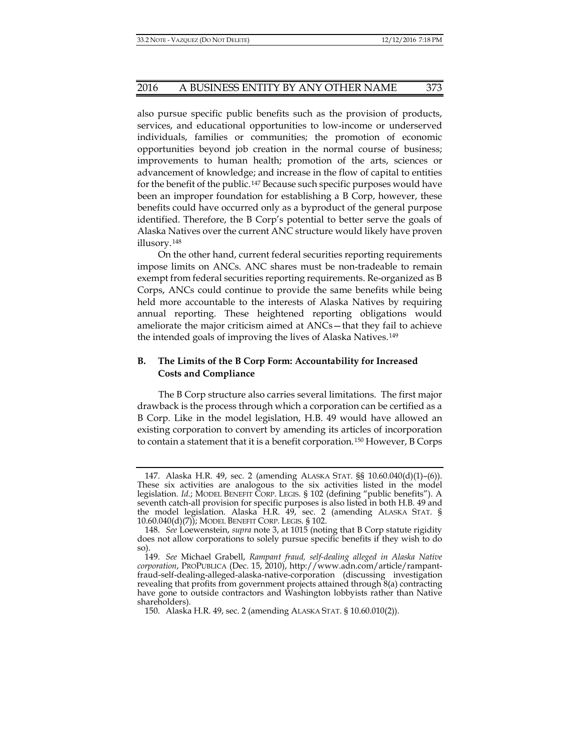also pursue specific public benefits such as the provision of products, services, and educational opportunities to low-income or underserved individuals, families or communities; the promotion of economic opportunities beyond job creation in the normal course of business; improvements to human health; promotion of the arts, sciences or advancement of knowledge; and increase in the flow of capital to entities for the benefit of the public.[147] Because such specific purposes would have been an improper foundation for establishing a B Corp, however, these benefits could have occurred only as a byproduct of the general purpose identified. Therefore, the B Corp's potential to better serve the goals of Alaska Natives over the current ANC structure would likely have proven illusory.[148]

On the other hand, current federal securities reporting requirements impose limits on ANCs. ANC shares must be non-tradeable to remain exempt from federal securities reporting requirements. Re-organized as B Corps, ANCs could continue to provide the same benefits while being held more accountable to the interests of Alaska Natives by requiring annual reporting. These heightened reporting obligations would ameliorate the major criticism aimed at ANCs—that they fail to achieve the intended goals of improving the lives of Alaska Natives.[149]

### B. The Limits of the B Corp Form: Accountability for Increased Costs and Compliance

The B Corp structure also carries several limitations. The first major drawback is the process through which a corporation can be certified as a B Corp. Like in the model legislation, H.B. 49 would have allowed an existing corporation to convert by amending its articles of incorporation to contain a statement that it is a benefit corporation.[150] However, B Corps

---

147. Alaska H.R. 49, sec. 2 (amending ALASKA STAT. §§ 10.60.040(d)(1)–(6)). These six activities are analogous to the six activities listed in the model legislation. *Id.*; MODEL BENEFIT CORP. LEGIS. § 102 (defining "public benefits"). A seventh catch-all provision for specific purposes is also listed in both H.B. 49 and the model legislation. Alaska H.R. 49, sec. 2 (amending ALASKA STAT. § 10.60.040(d)(7)); MODEL BENEFIT CORP. LEGIS. § 102.

148. *See* Loewenstein, *supra* note 3, at 1015 (noting that B Corp statute rigidity does not allow corporations to solely pursue specific benefits if they wish to do so).

149. *See* Michael Grabell, *Rampant fraud, self-dealing alleged in Alaska Native corporation*, PROPUBLICA (Dec. 15, 2010), http://www.adn.com/article/rampant-fraud-self-dealing-alleged-alaska-native-corporation (discussing investigation revealing that profits from government projects attained through 8(a) contracting have gone to outside contractors and Washington lobbyists rather than Native shareholders).

150. Alaska H.R. 49, sec. 2 (amending ALASKA STAT. § 10.60.010(2)).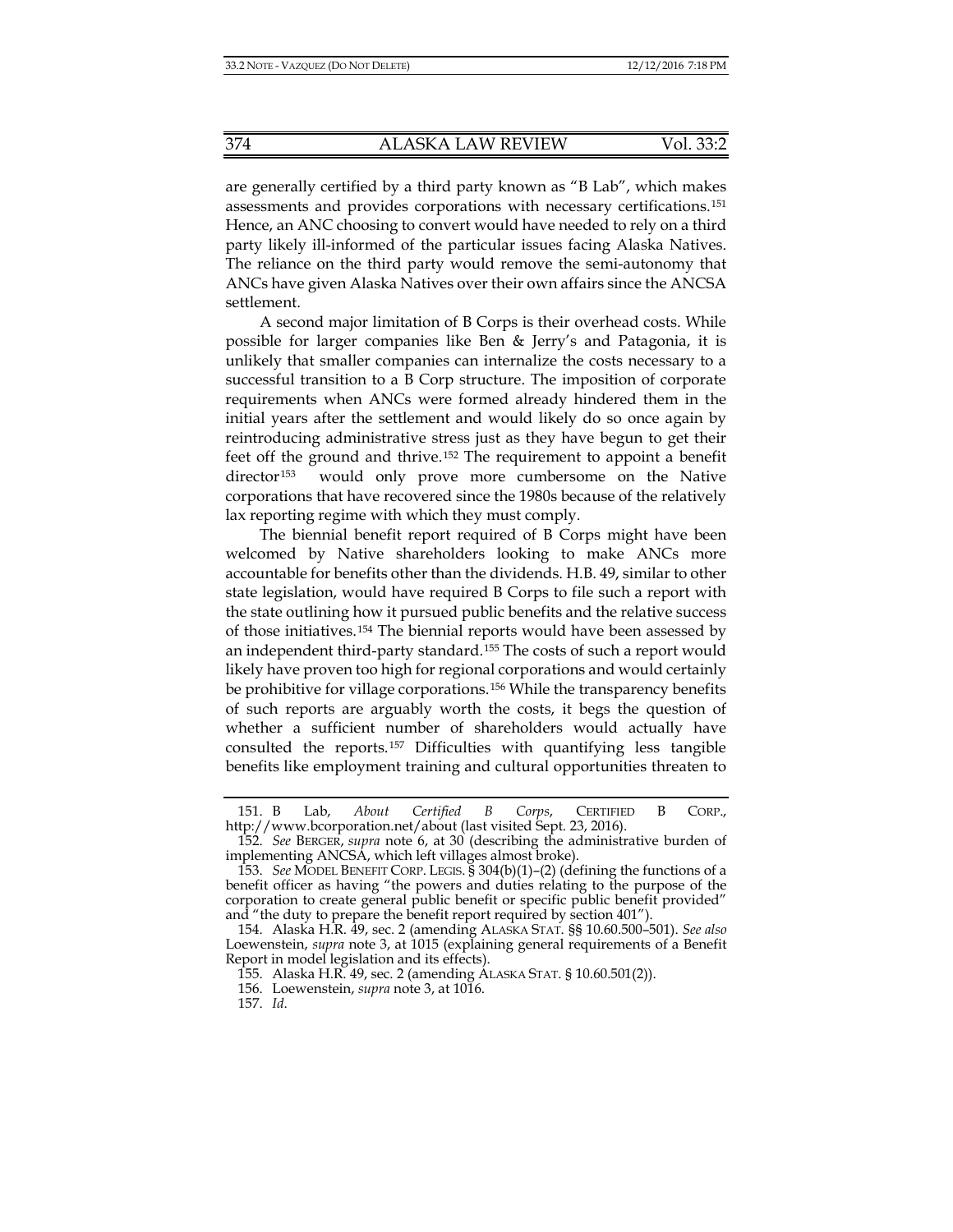are generally certified by a third party known as "B Lab", which makes assessments and provides corporations with necessary certifications.[151] Hence, an ANC choosing to convert would have needed to rely on a third party likely ill-informed of the particular issues facing Alaska Natives. The reliance on the third party would remove the semi-autonomy that ANCs have given Alaska Natives over their own affairs since the ANCSA settlement.

A second major limitation of B Corps is their overhead costs. While possible for larger companies like Ben & Jerry's and Patagonia, it is unlikely that smaller companies can internalize the costs necessary to a successful transition to a B Corp structure. The imposition of corporate requirements when ANCs were formed already hindered them in the initial years after the settlement and would likely do so once again by reintroducing administrative stress just as they have begun to get their feet off the ground and thrive.[152] The requirement to appoint a benefit director[153] would only prove more cumbersome on the Native corporations that have recovered since the 1980s because of the relatively lax reporting regime with which they must comply.

The biennial benefit report required of B Corps might have been welcomed by Native shareholders looking to make ANCs more accountable for benefits other than the dividends. H.B. 49, similar to other state legislation, would have required B Corps to file such a report with the state outlining how it pursued public benefits and the relative success of those initiatives.[154] The biennial reports would have been assessed by an independent third-party standard.[155] The costs of such a report would likely have proven too high for regional corporations and would certainly be prohibitive for village corporations.[156] While the transparency benefits of such reports are arguably worth the costs, it begs the question of whether a sufficient number of shareholders would actually have consulted the reports.[157] Difficulties with quantifying less tangible benefits like employment training and cultural opportunities threaten to

---

151. B Lab, *About Certified B Corps*, CERTIFIED B CORP., http://www.bcorporation.net/about (last visited Sept. 23, 2016).

152. *See* BERGER, *supra* note 6, at 30 (describing the administrative burden of implementing ANCSA, which left villages almost broke).

153. *See* MODEL BENEFIT CORP. LEGIS. § 304(b)(1)–(2) (defining the functions of a benefit officer as having "the powers and duties relating to the purpose of the corporation to create general public benefit or specific public benefit provided" and "the duty to prepare the benefit report required by section 401").

154. Alaska H.R. 49, sec. 2 (amending ALASKA STAT. §§ 10.60.500–501). *See also* Loewenstein, *supra* note 3, at 1015 (explaining general requirements of a Benefit Report in model legislation and its effects).

155. Alaska H.R. 49, sec. 2 (amending ALASKA STAT. § 10.60.501(2)).

156. Loewenstein, *supra* note 3, at 1016.

157. *Id.*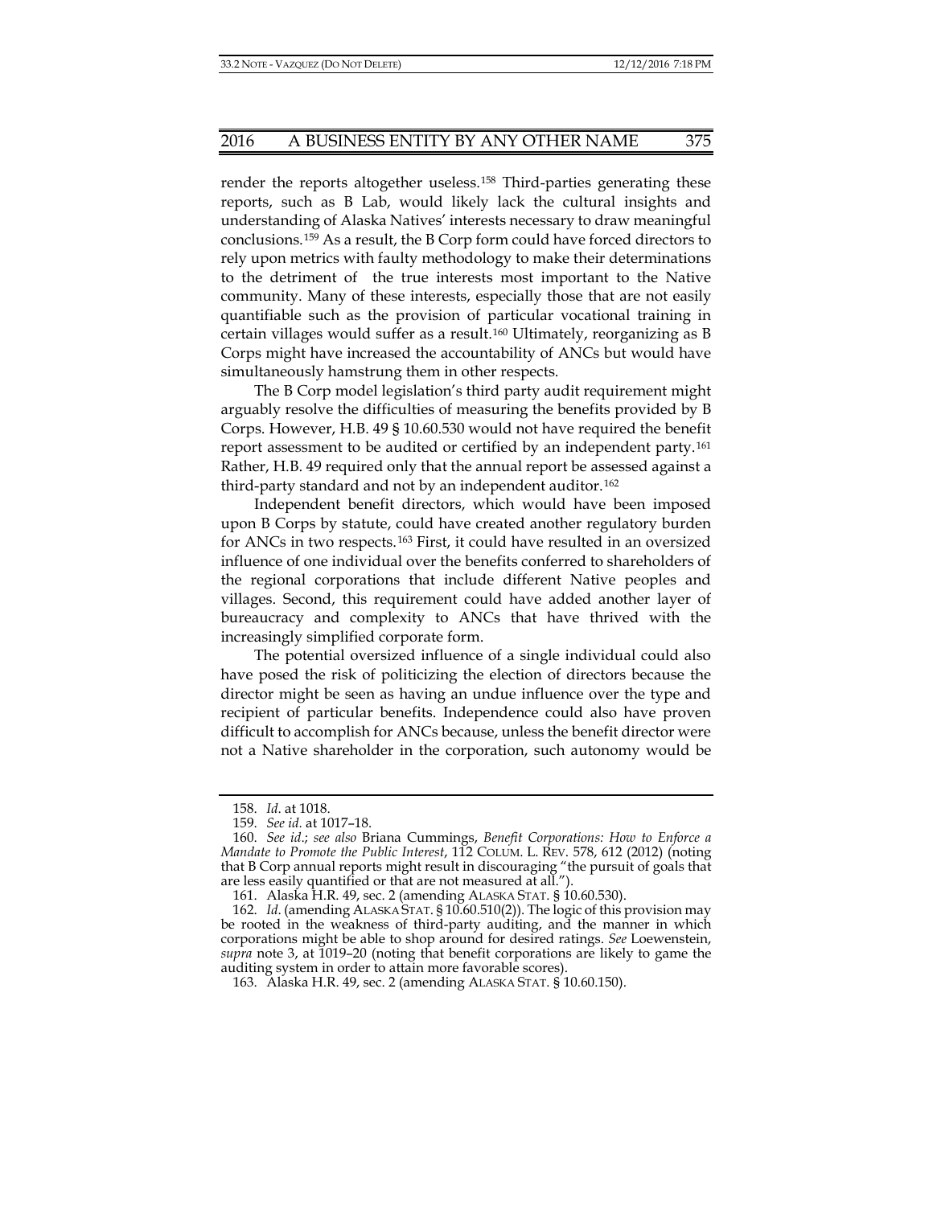render the reports altogether useless.[158] Third-parties generating these reports, such as B Lab, would likely lack the cultural insights and understanding of Alaska Natives' interests necessary to draw meaningful conclusions.[159] As a result, the B Corp form could have forced directors to rely upon metrics with faulty methodology to make their determinations to the detriment of the true interests most important to the Native community. Many of these interests, especially those that are not easily quantifiable such as the provision of particular vocational training in certain villages would suffer as a result.[160] Ultimately, reorganizing as B Corps might have increased the accountability of ANCs but would have simultaneously hamstrung them in other respects.

The B Corp model legislation's third party audit requirement might arguably resolve the difficulties of measuring the benefits provided by B Corps. However, H.B. 49 § 10.60.530 would not have required the benefit report assessment to be audited or certified by an independent party.[161] Rather, H.B. 49 required only that the annual report be assessed against a third-party standard and not by an independent auditor.[162]

Independent benefit directors, which would have been imposed upon B Corps by statute, could have created another regulatory burden for ANCs in two respects.[163] First, it could have resulted in an oversized influence of one individual over the benefits conferred to shareholders of the regional corporations that include different Native peoples and villages. Second, this requirement could have added another layer of bureaucracy and complexity to ANCs that have thrived with the increasingly simplified corporate form.

The potential oversized influence of a single individual could also have posed the risk of politicizing the election of directors because the director might be seen as having an undue influence over the type and recipient of particular benefits. Independence could also have proven difficult to accomplish for ANCs because, unless the benefit director were not a Native shareholder in the corporation, such autonomy would be

---

158. *Id.* at 1018.

159. *See id.* at 1017–18.

160. *See id.*; *see also* Briana Cummings, *Benefit Corporations: How to Enforce a Mandate to Promote the Public Interest*, 112 COLUM. L. REV. 578, 612 (2012) (noting that B Corp annual reports might result in discouraging "the pursuit of goals that are less easily quantified or that are not measured at all.").

161. Alaska H.R. 49, sec. 2 (amending ALASKA STAT. § 10.60.530).

162. *Id.* (amending ALASKA STAT. § 10.60.510(2)). The logic of this provision may be rooted in the weakness of third-party auditing, and the manner in which corporations might be able to shop around for desired ratings. *See* Loewenstein, *supra* note 3, at 1019–20 (noting that benefit corporations are likely to game the auditing system in order to attain more favorable scores).

163. Alaska H.R. 49, sec. 2 (amending ALASKA STAT. § 10.60.150).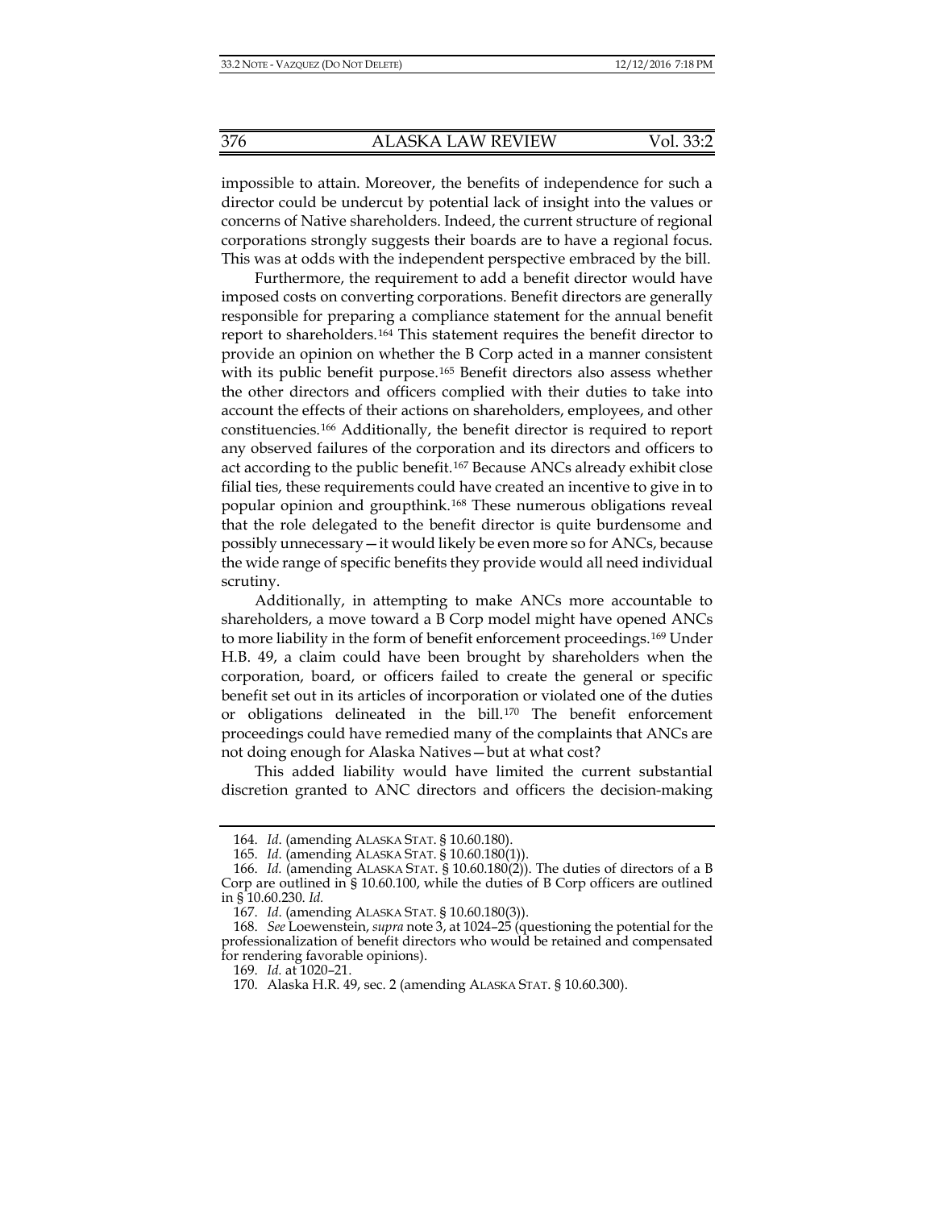impossible to attain. Moreover, the benefits of independence for such a director could be undercut by potential lack of insight into the values or concerns of Native shareholders. Indeed, the current structure of regional corporations strongly suggests their boards are to have a regional focus. This was at odds with the independent perspective embraced by the bill.

Furthermore, the requirement to add a benefit director would have imposed costs on converting corporations. Benefit directors are generally responsible for preparing a compliance statement for the annual benefit report to shareholders.[164] This statement requires the benefit director to provide an opinion on whether the B Corp acted in a manner consistent with its public benefit purpose.[165] Benefit directors also assess whether the other directors and officers complied with their duties to take into account the effects of their actions on shareholders, employees, and other constituencies.[166] Additionally, the benefit director is required to report any observed failures of the corporation and its directors and officers to act according to the public benefit.[167] Because ANCs already exhibit close filial ties, these requirements could have created an incentive to give in to popular opinion and groupthink.[168] These numerous obligations reveal that the role delegated to the benefit director is quite burdensome and possibly unnecessary—it would likely be even more so for ANCs, because the wide range of specific benefits they provide would all need individual scrutiny.

Additionally, in attempting to make ANCs more accountable to shareholders, a move toward a B Corp model might have opened ANCs to more liability in the form of benefit enforcement proceedings.[169] Under H.B. 49, a claim could have been brought by shareholders when the corporation, board, or officers failed to create the general or specific benefit set out in its articles of incorporation or violated one of the duties or obligations delineated in the bill.[170] The benefit enforcement proceedings could have remedied many of the complaints that ANCs are not doing enough for Alaska Natives—but at what cost?

This added liability would have limited the current substantial discretion granted to ANC directors and officers the decision-making

---

164. *Id*. (amending ALASKA STAT. § 10.60.180).

165. *Id*. (amending ALASKA STAT. § 10.60.180(1)).

166. *Id.* (amending ALASKA STAT. § 10.60.180(2)). The duties of directors of a B Corp are outlined in § 10.60.100, while the duties of B Corp officers are outlined in § 10.60.230. *Id.*

167. *Id*. (amending ALASKA STAT. § 10.60.180(3)).

168. *See* Loewenstein, *supra* note 3, at 1024–25 (questioning the potential for the professionalization of benefit directors who would be retained and compensated for rendering favorable opinions).

169. *Id.* at 1020–21.

170. Alaska H.R. 49, sec. 2 (amending ALASKA STAT. § 10.60.300).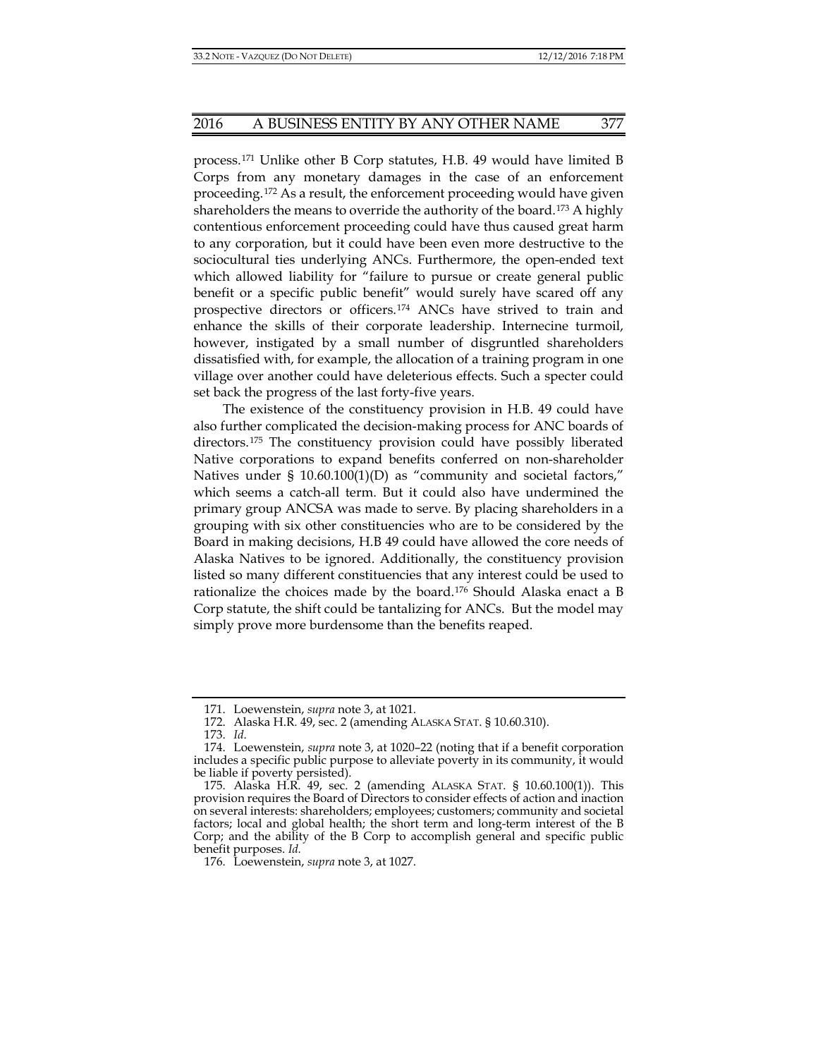process.[171] Unlike other B Corp statutes, H.B. 49 would have limited B Corps from any monetary damages in the case of an enforcement proceeding.[172] As a result, the enforcement proceeding would have given shareholders the means to override the authority of the board.[173] A highly contentious enforcement proceeding could have thus caused great harm to any corporation, but it could have been even more destructive to the sociocultural ties underlying ANCs. Furthermore, the open-ended text which allowed liability for "failure to pursue or create general public benefit or a specific public benefit" would surely have scared off any prospective directors or officers.[174] ANCs have strived to train and enhance the skills of their corporate leadership. Internecine turmoil, however, instigated by a small number of disgruntled shareholders dissatisfied with, for example, the allocation of a training program in one village over another could have deleterious effects. Such a specter could set back the progress of the last forty-five years.

The existence of the constituency provision in H.B. 49 could have also further complicated the decision-making process for ANC boards of directors.[175] The constituency provision could have possibly liberated Native corporations to expand benefits conferred on non-shareholder Natives under § 10.60.100(1)(D) as "community and societal factors," which seems a catch-all term. But it could also have undermined the primary group ANCSA was made to serve. By placing shareholders in a grouping with six other constituencies who are to be considered by the Board in making decisions, H.B 49 could have allowed the core needs of Alaska Natives to be ignored. Additionally, the constituency provision listed so many different constituencies that any interest could be used to rationalize the choices made by the board.[176] Should Alaska enact a B Corp statute, the shift could be tantalizing for ANCs. But the model may simply prove more burdensome than the benefits reaped.

---

171. Loewenstein, *supra* note 3, at 1021.

172. Alaska H.R. 49, sec. 2 (amending ALASKA STAT. § 10.60.310).

173. *Id.*

174. Loewenstein, *supra* note 3, at 1020–22 (noting that if a benefit corporation includes a specific public purpose to alleviate poverty in its community, it would be liable if poverty persisted).

175. Alaska H.R. 49, sec. 2 (amending ALASKA STAT. § 10.60.100(1)). This provision requires the Board of Directors to consider effects of action and inaction on several interests: shareholders; employees; customers; community and societal factors; local and global health; the short term and long-term interest of the B Corp; and the ability of the B Corp to accomplish general and specific public benefit purposes. *Id.*

176. Loewenstein, *supra* note 3, at 1027.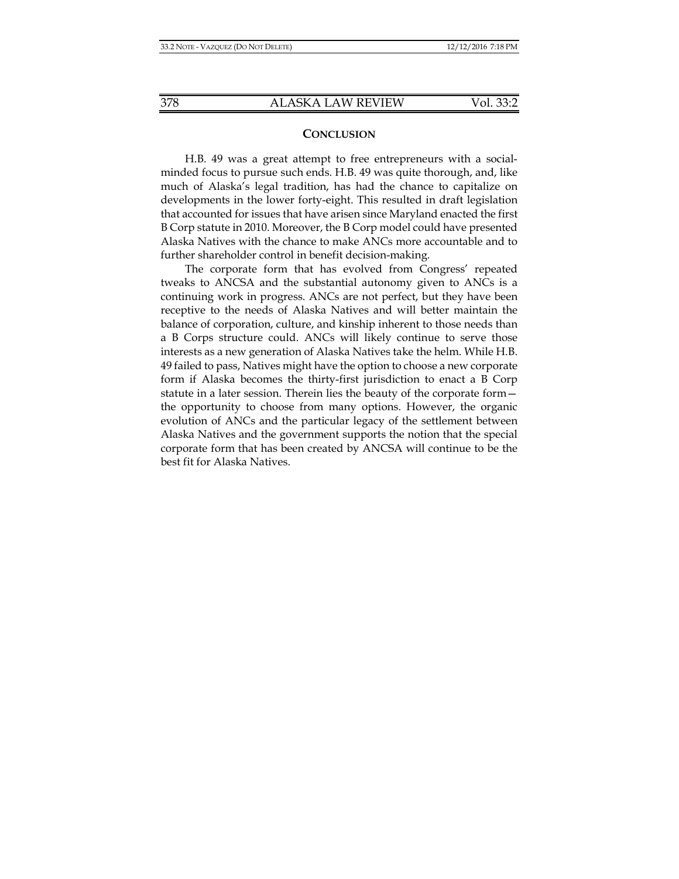## CONCLUSION

H.B. 49 was a great attempt to free entrepreneurs with a social-minded focus to pursue such ends. H.B. 49 was quite thorough, and, like much of Alaska's legal tradition, has had the chance to capitalize on developments in the lower forty-eight. This resulted in draft legislation that accounted for issues that have arisen since Maryland enacted the first B Corp statute in 2010. Moreover, the B Corp model could have presented Alaska Natives with the chance to make ANCs more accountable and to further shareholder control in benefit decision-making.

The corporate form that has evolved from Congress' repeated tweaks to ANCSA and the substantial autonomy given to ANCs is a continuing work in progress. ANCs are not perfect, but they have been receptive to the needs of Alaska Natives and will better maintain the balance of corporation, culture, and kinship inherent to those needs than a B Corps structure could. ANCs will likely continue to serve those interests as a new generation of Alaska Natives take the helm. While H.B. 49 failed to pass, Natives might have the option to choose a new corporate form if Alaska becomes the thirty-first jurisdiction to enact a B Corp statute in a later session. Therein lies the beauty of the corporate form—the opportunity to choose from many options. However, the organic evolution of ANCs and the particular legacy of the settlement between Alaska Natives and the government supports the notion that the special corporate form that has been created by ANCSA will continue to be the best fit for Alaska Natives.